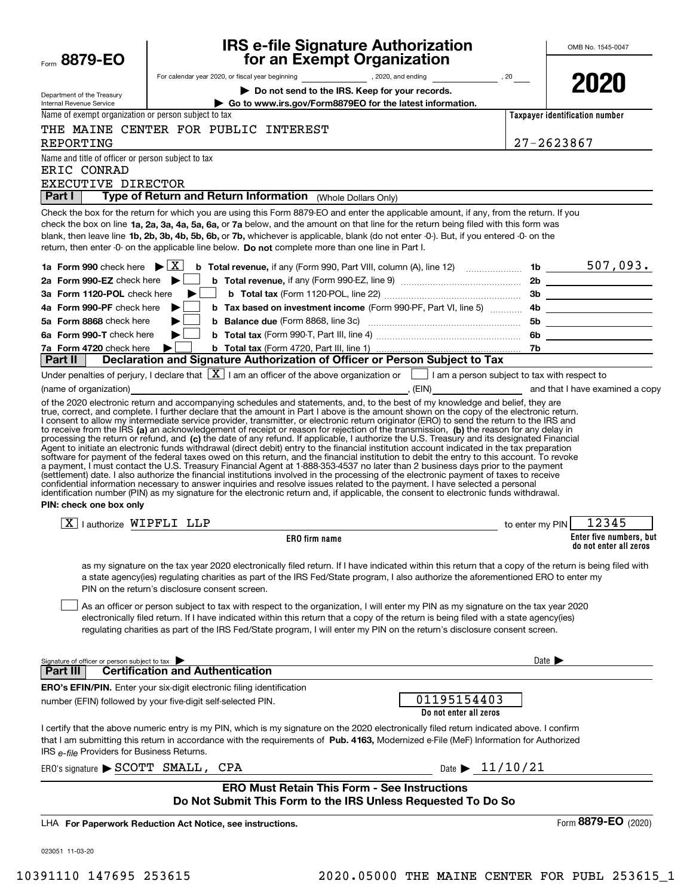Form **8879-EO**

Department of the Treasury
Internal Revenue Service

# IRS e-file Signature Authorization for an Exempt Organization

OMB No. 1545-0047

**2020**

For calendar year 2020, or fiscal year beginning ______________, 2020, and ending ______________, 20____

▶ **Do not send to the IRS. Keep for your records.**

▶ **Go to www.irs.gov/Form8879EO for the latest information.**

Name of exempt organization or person subject to tax: THE MAINE CENTER FOR PUBLIC INTEREST REPORTING

Taxpayer identification number: 27-2623867

Name and title of officer or person subject to tax: ERIC CONRAD, EXECUTIVE DIRECTOR

## Part I — Type of Return and Return Information (Whole Dollars Only)

Check the box for the return for which you are using this Form 8879-EO and enter the applicable amount, if any, from the return. If you check the box on line **1a, 2a, 3a, 4a, 5a, 6a,** or **7a** below, and the amount on that line for the return being filed with this form was blank, then leave line **1b, 2b, 3b, 4b, 5b, 6b,** or **7b,** whichever is applicable, blank (do not enter -0-). But, if you entered -0- on the return, then enter -0- on the applicable line below. **Do not** complete more than one line in Part I.

| | | Line | Amount |
|---|---|---|---|
| **1a Form 990** check here ▶ [X] | **b Total revenue,** if any (Form 990, Part VIII, column (A), line 12) | 1b | 507,093. |
| **2a Form 990-EZ** check here ▶ [ ] | **b Total revenue,** if any (Form 990-EZ, line 9) | 2b | |
| **3a Form 1120-POL** check here ▶ [ ] | **b Total tax** (Form 1120-POL, line 22) | 3b | |
| **4a Form 990-PF** check here ▶ [ ] | **b Tax based on investment income** (Form 990-PF, Part VI, line 5) | 4b | |
| **5a Form 8868** check here ▶ [ ] | **b Balance due** (Form 8868, line 3c) | 5b | |
| **6a Form 990-T** check here ▶ [ ] | **b Total tax** (Form 990-T, Part III, line 4) | 6b | |
| **7a Form 4720** check here ▶ [ ] | **b Total tax** (Form 4720, Part III, line 1) | 7b | |

## Part II — Declaration and Signature Authorization of Officer or Person Subject to Tax

Under penalties of perjury, I declare that [X] I am an officer of the above organization or [ ] I am a person subject to tax with respect to (name of organization) ______________________, (EIN) ____________ and that I have examined a copy of the 2020 electronic return and accompanying schedules and statements, and, to the best of my knowledge and belief, they are true, correct, and complete. I further declare that the amount in Part I above is the amount shown on the copy of the electronic return. I consent to allow my intermediate service provider, transmitter, or electronic return originator (ERO) to send the return to the IRS and to receive from the IRS **(a)** an acknowledgement of receipt or reason for rejection of the transmission, **(b)** the reason for any delay in processing the return or refund, and **(c)** the date of any refund. If applicable, I authorize the U.S. Treasury and its designated Financial Agent to initiate an electronic funds withdrawal (direct debit) entry to the financial institution account indicated in the tax preparation software for payment of the federal taxes owed on this return, and the financial institution to debit the entry to this account. To revoke a payment, I must contact the U.S. Treasury Financial Agent at 1-888-353-4537 no later than 2 business days prior to the payment (settlement) date. I also authorize the financial institutions involved in the processing of the electronic payment of taxes to receive confidential information necessary to answer inquiries and resolve issues related to the payment. I have selected a personal identification number (PIN) as my signature for the electronic return and, if applicable, the consent to electronic funds withdrawal.

**PIN: check one box only**

[X] I authorize WIPFLI LLP (**ERO firm name**) to enter my PIN 12345 (**Enter five numbers, but do not enter all zeros**)

as my signature on the tax year 2020 electronically filed return. If I have indicated within this return that a copy of the return is being filed with a state agency(ies) regulating charities as part of the IRS Fed/State program, I also authorize the aforementioned ERO to enter my PIN on the return's disclosure consent screen.

[ ] As an officer or person subject to tax with respect to the organization, I will enter my PIN as my signature on the tax year 2020 electronically filed return. If I have indicated within this return that a copy of the return is being filed with a state agency(ies) regulating charities as part of the IRS Fed/State program, I will enter my PIN on the return's disclosure consent screen.

Signature of officer or person subject to tax ▶ ______________________ Date ▶ ____________

## Part III — Certification and Authentication

**ERO's EFIN/PIN.** Enter your six-digit electronic filing identification number (EFIN) followed by your five-digit self-selected PIN.

01195154403 (**Do not enter all zeros**)

I certify that the above numeric entry is my PIN, which is my signature on the 2020 electronically filed return indicated above. I confirm that I am submitting this return in accordance with the requirements of **Pub. 4163,** Modernized e-File (MeF) Information for Authorized IRS *e-file* Providers for Business Returns.

ERO's signature ▶ SCOTT SMALL, CPA Date ▶ 11/10/21

**ERO Must Retain This Form - See Instructions**
**Do Not Submit This Form to the IRS Unless Requested To Do So**

LHA **For Paperwork Reduction Act Notice, see instructions.**

Form **8879-EO** (2020)

023051 11-03-20

10391110 147695 253615 2020.05000 THE MAINE CENTER FOR PUBL 253615_1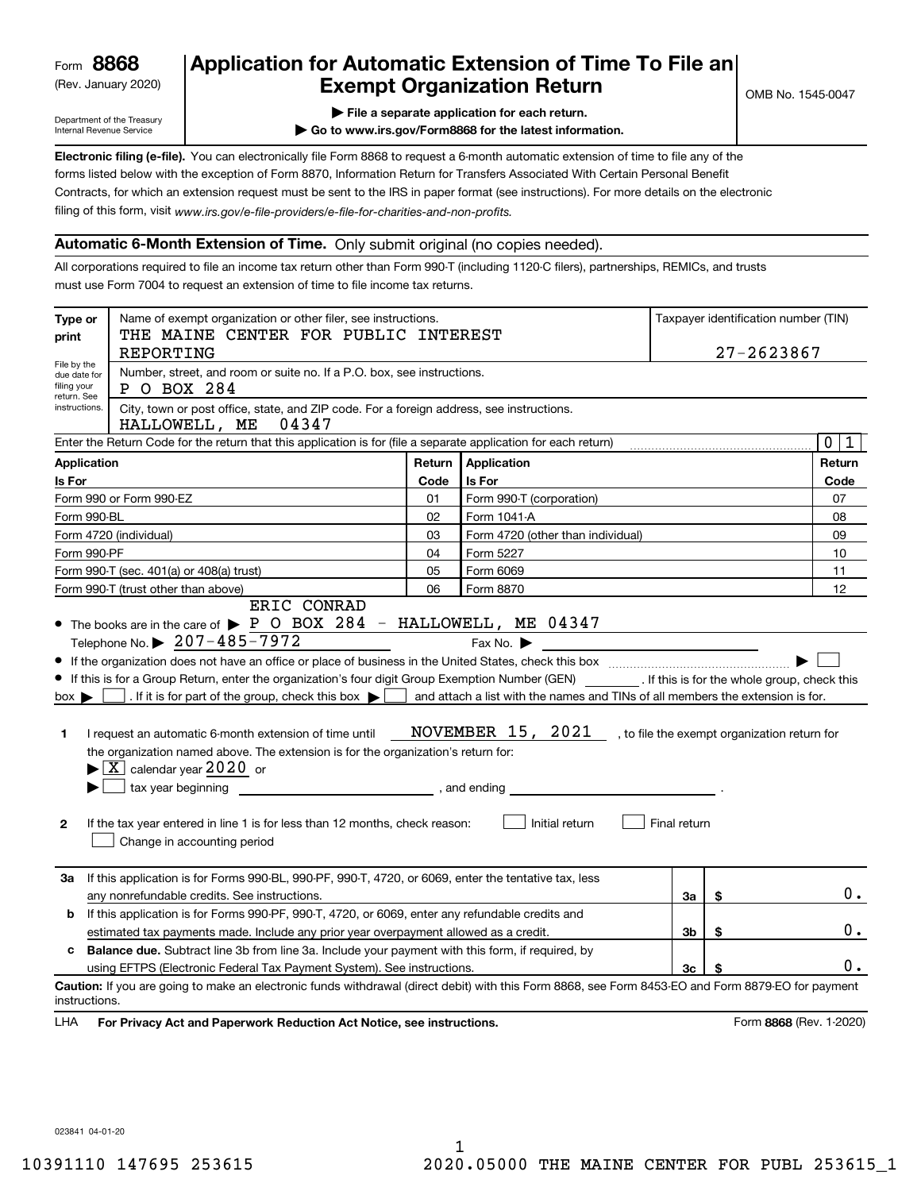Form **8868**
(Rev. January 2020)

Department of the Treasury
Internal Revenue Service

# Application for Automatic Extension of Time To File an Exempt Organization Return

OMB No. 1545-0047

▶ **File a separate application for each return.**

▶ **Go to www.irs.gov/Form8868 for the latest information.**

**Electronic filing (e-file).** You can electronically file Form 8868 to request a 6-month automatic extension of time to file any of the forms listed below with the exception of Form 8870, Information Return for Transfers Associated With Certain Personal Benefit Contracts, for which an extension request must be sent to the IRS in paper format (see instructions). For more details on the electronic filing of this form, visit *www.irs.gov/e-file-providers/e-file-for-charities-and-non-profits.*

## Automatic 6-Month Extension of Time. Only submit original (no copies needed).

All corporations required to file an income tax return other than Form 990-T (including 1120-C filers), partnerships, REMICs, and trusts must use Form 7004 to request an extension of time to file income tax returns.

**Type or print**

File by the due date for filing your return. See instructions.

Name of exempt organization or other filer, see instructions.
THE MAINE CENTER FOR PUBLIC INTEREST REPORTING

Taxpayer identification number (TIN)
27-2623867

Number, street, and room or suite no. If a P.O. box, see instructions.
P O BOX 284

City, town or post office, state, and ZIP code. For a foreign address, see instructions.
HALLOWELL, ME 04347

Enter the Return Code for the return that this application is for (file a separate application for each return): 0 1

| Application Is For | Return Code | Application Is For | Return Code |
|---|---|---|---|
| Form 990 or Form 990-EZ | 01 | Form 990-T (corporation) | 07 |
| Form 990-BL | 02 | Form 1041-A | 08 |
| Form 4720 (individual) | 03 | Form 4720 (other than individual) | 09 |
| Form 990-PF | 04 | Form 5227 | 10 |
| Form 990-T (sec. 401(a) or 408(a) trust) | 05 | Form 6069 | 11 |
| Form 990-T (trust other than above) | 06 | Form 8870 | 12 |

- The books are in the care of ▶ ERIC CONRAD P O BOX 284 - HALLOWELL, ME 04347
  Telephone No. ▶ 207-485-7972 Fax No. ▶
- If the organization does not have an office or place of business in the United States, check this box ▶ ☐
- If this is for a Group Return, enter the organization's four digit Group Exemption Number (GEN) ________. If this is for the whole group, check this box ▶ ☐. If it is for part of the group, check this box ▶ ☐ and attach a list with the names and TINs of all members the extension is for.

**1** I request an automatic 6-month extension of time until NOVEMBER 15, 2021, to file the exempt organization return for the organization named above. The extension is for the organization's return for:
▶ ☒ calendar year 2020 or
▶ ☐ tax year beginning ____________, and ending ____________.

**2** If the tax year entered in line 1 is for less than 12 months, check reason: ☐ Initial return ☐ Final return ☐ Change in accounting period

| | | | |
|---|---|---|---|
| **3a** | If this application is for Forms 990-BL, 990-PF, 990-T, 4720, or 6069, enter the tentative tax, less any nonrefundable credits. See instructions. | 3a | $ 0. |
| **b** | If this application is for Forms 990-PF, 990-T, 4720, or 6069, enter any refundable credits and estimated tax payments made. Include any prior year overpayment allowed as a credit. | 3b | $ 0. |
| **c** | **Balance due.** Subtract line 3b from line 3a. Include your payment with this form, if required, by using EFTPS (Electronic Federal Tax Payment System). See instructions. | 3c | $ 0. |

**Caution:** If you are going to make an electronic funds withdrawal (direct debit) with this Form 8868, see Form 8453-EO and Form 8879-EO for payment instructions.

LHA **For Privacy Act and Paperwork Reduction Act Notice, see instructions.** Form **8868** (Rev. 1-2020)

023841 04-01-20

10391110 147695 253615 2020.05000 THE MAINE CENTER FOR PUBL 253615_1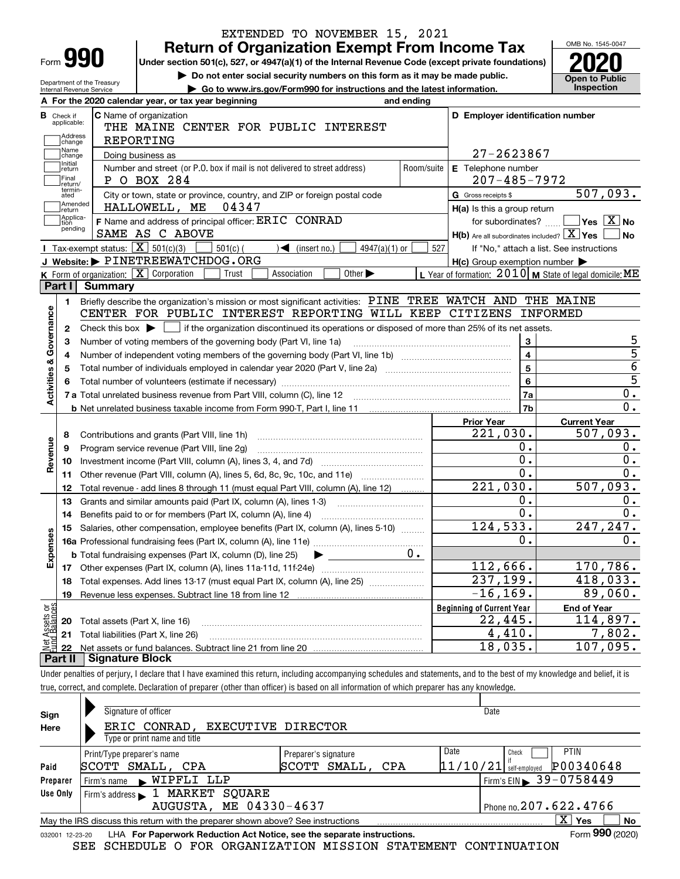EXTENDED TO NOVEMBER 15, 2021

# Form 990 — Return of Organization Exempt From Income Tax

Under section 501(c), 527, or 4947(a)(1) of the Internal Revenue Code (except private foundations)

▶ Do not enter social security numbers on this form as it may be made public.

▶ Go to www.irs.gov/Form990 for instructions and the latest information.

Department of the Treasury
Internal Revenue Service

OMB No. 1545-0047

**2020**

**Open to Public Inspection**

**A** For the 2020 calendar year, or tax year beginning and ending

**B** Check if applicable: Address change, Name change, Initial return, Final return/terminated, Amended return, Application pending

**C** Name of organization: THE MAINE CENTER FOR PUBLIC INTEREST REPORTING

Doing business as

Number and street (or P.O. box if mail is not delivered to street address): P O BOX 284 — Room/suite

City or town, state or province, country, and ZIP or foreign postal code: HALLOWELL, ME 04347

**D** Employer identification number: 27-2623867

**E** Telephone number: 207-485-7972

**G** Gross receipts $ 507,093.

**F** Name and address of principal officer: ERIC CONRAD, SAME AS C ABOVE

**H(a)** Is this a group return for subordinates? Yes [ ] No [X]

**H(b)** Are all subordinates included? Yes [X] No [ ]
If "No," attach a list. See instructions

**H(c)** Group exemption number ▶

**I** Tax-exempt status: [X] 501(c)(3) [ ] 501(c) ( ) ◀ (insert no.) [ ] 4947(a)(1) or [ ] 527

**J** Website: ▶ PINETREEWATCHDOG.ORG

**K** Form of organization: [X] Corporation [ ] Trust [ ] Association [ ] Other ▶

**L** Year of formation: 2010 **M** State of legal domicile: ME

## Part I Summary

**Activities & Governance**

1 Briefly describe the organization's mission or most significant activities: PINE TREE WATCH AND THE MAINE CENTER FOR PUBLIC INTEREST REPORTING WILL KEEP CITIZENS INFORMED

2 Check this box ▶ [ ] if the organization discontinued its operations or disposed of more than 25% of its net assets.

| Line | Description | | Value |
|---|---|---|---|
| 3 | Number of voting members of the governing body (Part VI, line 1a) | 3 | 5 |
| 4 | Number of independent voting members of the governing body (Part VI, line 1b) | 4 | 5 |
| 5 | Total number of individuals employed in calendar year 2020 (Part V, line 2a) | 5 | 6 |
| 6 | Total number of volunteers (estimate if necessary) | 6 | 5 |
| 7a | Total unrelated business revenue from Part VIII, column (C), line 12 | 7a | 0. |
| 7b | Net unrelated business taxable income from Form 990-T, Part I, line 11 | 7b | 0. |

| Line | Description | Prior Year | Current Year |
|---|---|---|---|
| **Revenue** | | | |
| 8 | Contributions and grants (Part VIII, line 1h) | 221,030. | 507,093. |
| 9 | Program service revenue (Part VIII, line 2g) | 0. | 0. |
| 10 | Investment income (Part VIII, column (A), lines 3, 4, and 7d) | 0. | 0. |
| 11 | Other revenue (Part VIII, column (A), lines 5, 6d, 8c, 9c, 10c, and 11e) | 0. | 0. |
| 12 | Total revenue - add lines 8 through 11 (must equal Part VIII, column (A), line 12) | 221,030. | 507,093. |
| **Expenses** | | | |
| 13 | Grants and similar amounts paid (Part IX, column (A), lines 1-3) | 0. | 0. |
| 14 | Benefits paid to or for members (Part IX, column (A), line 4) | 0. | 0. |
| 15 | Salaries, other compensation, employee benefits (Part IX, column (A), lines 5-10) | 124,533. | 247,247. |
| 16a | Professional fundraising fees (Part IX, column (A), line 11e) | 0. | 0. |
| b | Total fundraising expenses (Part IX, column (D), line 25) ▶ 0. | | |
| 17 | Other expenses (Part IX, column (A), lines 11a-11d, 11f-24e) | 112,666. | 170,786. |
| 18 | Total expenses. Add lines 13-17 (must equal Part IX, column (A), line 25) | 237,199. | 418,033. |
| 19 | Revenue less expenses. Subtract line 18 from line 12 | -16,169. | 89,060. |

| Line | Net Assets or Fund Balances | Beginning of Current Year | End of Year |
|---|---|---|---|
| 20 | Total assets (Part X, line 16) | 22,445. | 114,897. |
| 21 | Total liabilities (Part X, line 26) | 4,410. | 7,802. |
| 22 | Net assets or fund balances. Subtract line 21 from line 20 | 18,035. | 107,095. |

## Part II Signature Block

Under penalties of perjury, I declare that I have examined this return, including accompanying schedules and statements, and to the best of my knowledge and belief, it is true, correct, and complete. Declaration of preparer (other than officer) is based on all information of which preparer has any knowledge.

**Sign Here**

Signature of officer — Date

ERIC CONRAD, EXECUTIVE DIRECTOR
Type or print name and title

**Paid Preparer Use Only**

| Print/Type preparer's name | Preparer's signature | Date | Check if self-employed | PTIN |
|---|---|---|---|---|
| SCOTT SMALL, CPA | SCOTT SMALL, CPA | 11/10/21 | [ ] | P00340648 |

Firm's name ▶ WIPFLI LLP — Firm's EIN ▶ 39-0758449

Firm's address ▶ 1 MARKET SQUARE, AUGUSTA, ME 04330-4637 — Phone no. 207.622.4766

May the IRS discuss this return with the preparer shown above? See instructions [X] Yes [ ] No

032001 12-23-20 LHA For Paperwork Reduction Act Notice, see the separate instructions. Form **990** (2020)

SEE SCHEDULE O FOR ORGANIZATION MISSION STATEMENT CONTINUATION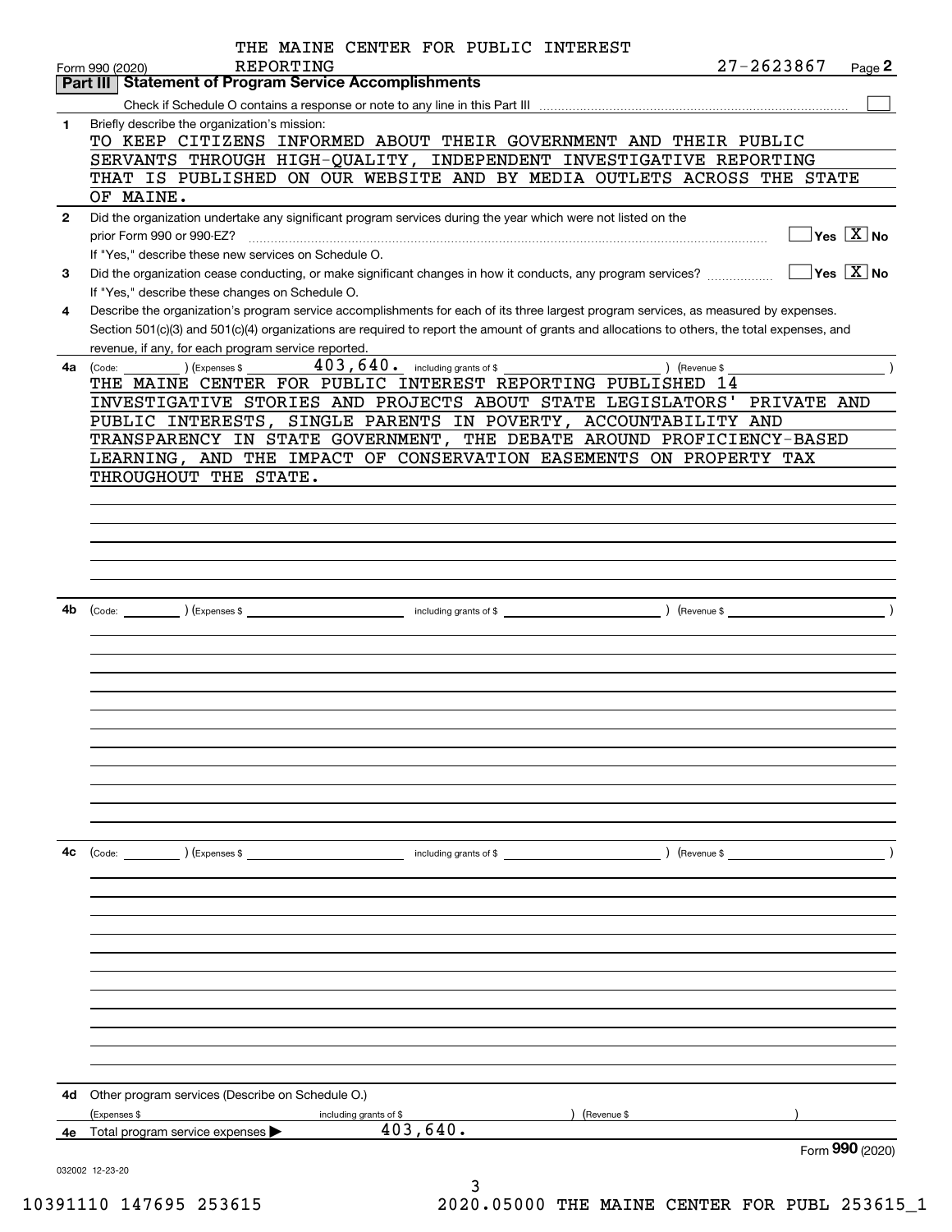THE MAINE CENTER FOR PUBLIC INTEREST REPORTING

Form 990 (2020) 27-2623867 Page **2**

## Part III Statement of Program Service Accomplishments

Check if Schedule O contains a response or note to any line in this Part III ☐

**1** Briefly describe the organization's mission:

TO KEEP CITIZENS INFORMED ABOUT THEIR GOVERNMENT AND THEIR PUBLIC SERVANTS THROUGH HIGH-QUALITY, INDEPENDENT INVESTIGATIVE REPORTING THAT IS PUBLISHED ON OUR WEBSITE AND BY MEDIA OUTLETS ACROSS THE STATE OF MAINE.

**2** Did the organization undertake any significant program services during the year which were not listed on the prior Form 990 or 990-EZ? ☐ Yes ☒ No

If "Yes," describe these new services on Schedule O.

**3** Did the organization cease conducting, or make significant changes in how it conducts, any program services? ☐ Yes ☒ No

If "Yes," describe these changes on Schedule O.

**4** Describe the organization's program service accomplishments for each of its three largest program services, as measured by expenses. Section 501(c)(3) and 501(c)(4) organizations are required to report the amount of grants and allocations to others, the total expenses, and revenue, if any, for each program service reported.

**4a** (Code: ) (Expenses $ 403,640. including grants of $ ) (Revenue $ )

THE MAINE CENTER FOR PUBLIC INTEREST REPORTING PUBLISHED 14 INVESTIGATIVE STORIES AND PROJECTS ABOUT STATE LEGISLATORS' PRIVATE AND PUBLIC INTERESTS, SINGLE PARENTS IN POVERTY, ACCOUNTABILITY AND TRANSPARENCY IN STATE GOVERNMENT, THE DEBATE AROUND PROFICIENCY-BASED LEARNING, AND THE IMPACT OF CONSERVATION EASEMENTS ON PROPERTY TAX THROUGHOUT THE STATE.

**4b** (Code: ) (Expenses $ including grants of $ ) (Revenue $ )

**4c** (Code: ) (Expenses $ including grants of $ ) (Revenue $ )

**4d** Other program services (Describe on Schedule O.)

(Expenses $ including grants of $ ) (Revenue $ )

**4e** Total program service expenses ▶ 403,640.

Form **990** (2020)

032002 12-23-20

10391110 147695 253615 2020.05000 THE MAINE CENTER FOR PUBL 253615_1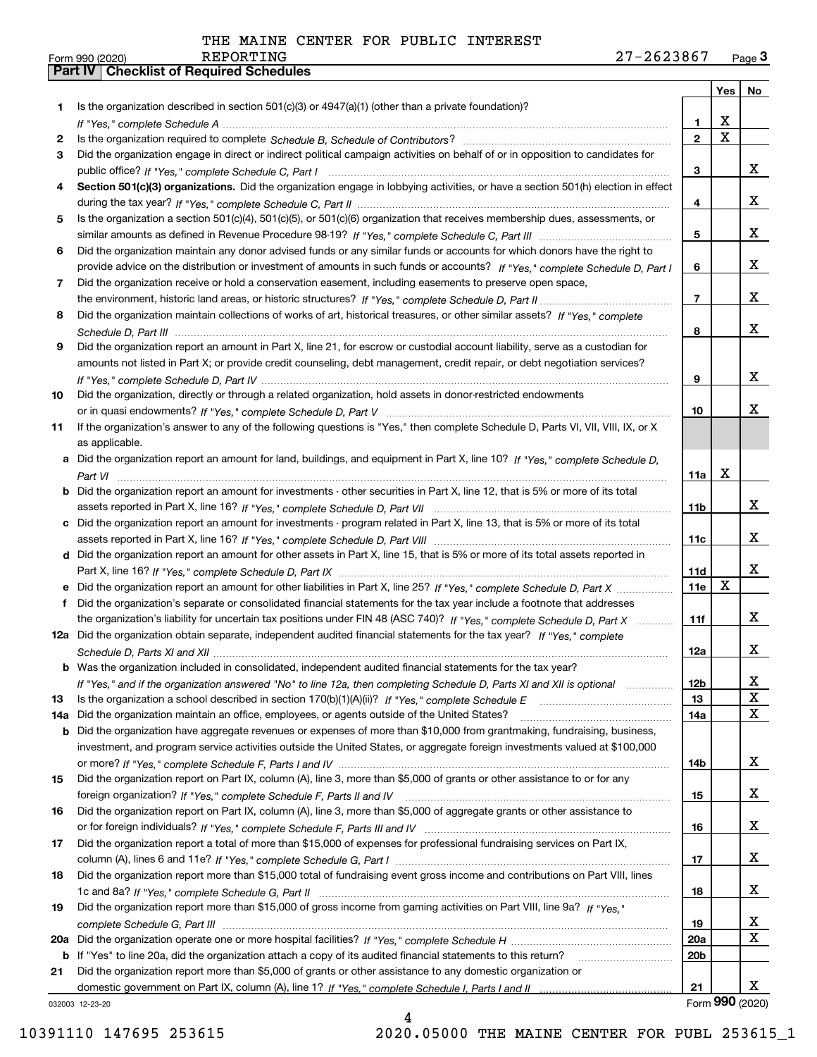THE MAINE CENTER FOR PUBLIC INTEREST REPORTING 27-2623867

Form 990 (2020) Page **3**

## Part IV Checklist of Required Schedules

| | | | Yes | No |
|---|---|---|---|---|
| **1** | Is the organization described in section 501(c)(3) or 4947(a)(1) (other than a private foundation)? *If "Yes," complete Schedule A* | **1** | X | |
| **2** | Is the organization required to complete *Schedule B, Schedule of Contributors*? | **2** | X | |
| **3** | Did the organization engage in direct or indirect political campaign activities on behalf of or in opposition to candidates for public office? *If "Yes," complete Schedule C, Part I* | **3** | | X |
| **4** | **Section 501(c)(3) organizations.** Did the organization engage in lobbying activities, or have a section 501(h) election in effect during the tax year? *If "Yes," complete Schedule C, Part II* | **4** | | X |
| **5** | Is the organization a section 501(c)(4), 501(c)(5), or 501(c)(6) organization that receives membership dues, assessments, or similar amounts as defined in Revenue Procedure 98-19? *If "Yes," complete Schedule C, Part III* | **5** | | X |
| **6** | Did the organization maintain any donor advised funds or any similar funds or accounts for which donors have the right to provide advice on the distribution or investment of amounts in such funds or accounts? *If "Yes," complete Schedule D, Part I* | **6** | | X |
| **7** | Did the organization receive or hold a conservation easement, including easements to preserve open space, the environment, historic land areas, or historic structures? *If "Yes," complete Schedule D, Part II* | **7** | | X |
| **8** | Did the organization maintain collections of works of art, historical treasures, or other similar assets? *If "Yes," complete Schedule D, Part III* | **8** | | X |
| **9** | Did the organization report an amount in Part X, line 21, for escrow or custodial account liability, serve as a custodian for amounts not listed in Part X; or provide credit counseling, debt management, credit repair, or debt negotiation services? *If "Yes," complete Schedule D, Part IV* | **9** | | X |
| **10** | Did the organization, directly or through a related organization, hold assets in donor-restricted endowments or in quasi endowments? *If "Yes," complete Schedule D, Part V* | **10** | | X |
| **11** | If the organization's answer to any of the following questions is "Yes," then complete Schedule D, Parts VI, VII, VIII, IX, or X as applicable. | | | |
| **a** | Did the organization report an amount for land, buildings, and equipment in Part X, line 10? *If "Yes," complete Schedule D, Part VI* | **11a** | X | |
| **b** | Did the organization report an amount for investments - other securities in Part X, line 12, that is 5% or more of its total assets reported in Part X, line 16? *If "Yes," complete Schedule D, Part VII* | **11b** | | X |
| **c** | Did the organization report an amount for investments - program related in Part X, line 13, that is 5% or more of its total assets reported in Part X, line 16? *If "Yes," complete Schedule D, Part VIII* | **11c** | | X |
| **d** | Did the organization report an amount for other assets in Part X, line 15, that is 5% or more of its total assets reported in Part X, line 16? *If "Yes," complete Schedule D, Part IX* | **11d** | | X |
| **e** | Did the organization report an amount for other liabilities in Part X, line 25? *If "Yes," complete Schedule D, Part X* | **11e** | X | |
| **f** | Did the organization's separate or consolidated financial statements for the tax year include a footnote that addresses the organization's liability for uncertain tax positions under FIN 48 (ASC 740)? *If "Yes," complete Schedule D, Part X* | **11f** | | X |
| **12a** | Did the organization obtain separate, independent audited financial statements for the tax year? *If "Yes," complete Schedule D, Parts XI and XII* | **12a** | | X |
| **b** | Was the organization included in consolidated, independent audited financial statements for the tax year? *If "Yes," and if the organization answered "No" to line 12a, then completing Schedule D, Parts XI and XII is optional* | **12b** | | X |
| **13** | Is the organization a school described in section 170(b)(1)(A)(ii)? *If "Yes," complete Schedule E* | **13** | | X |
| **14a** | Did the organization maintain an office, employees, or agents outside of the United States? | **14a** | | X |
| **b** | Did the organization have aggregate revenues or expenses of more than $10,000 from grantmaking, fundraising, business, investment, and program service activities outside the United States, or aggregate foreign investments valued at $100,000 or more? *If "Yes," complete Schedule F, Parts I and IV* | **14b** | | X |
| **15** | Did the organization report on Part IX, column (A), line 3, more than $5,000 of grants or other assistance to or for any foreign organization? *If "Yes," complete Schedule F, Parts II and IV* | **15** | | X |
| **16** | Did the organization report on Part IX, column (A), line 3, more than $5,000 of aggregate grants or other assistance to or for foreign individuals? *If "Yes," complete Schedule F, Parts III and IV* | **16** | | X |
| **17** | Did the organization report a total of more than $15,000 of expenses for professional fundraising services on Part IX, column (A), lines 6 and 11e? *If "Yes," complete Schedule G, Part I* | **17** | | X |
| **18** | Did the organization report more than $15,000 total of fundraising event gross income and contributions on Part VIII, lines 1c and 8a? *If "Yes," complete Schedule G, Part II* | **18** | | X |
| **19** | Did the organization report more than $15,000 of gross income from gaming activities on Part VIII, line 9a? *If "Yes," complete Schedule G, Part III* | **19** | | X |
| **20a** | Did the organization operate one or more hospital facilities? *If "Yes," complete Schedule H* | **20a** | | X |
| **b** | If "Yes" to line 20a, did the organization attach a copy of its audited financial statements to this return? | **20b** | | |
| **21** | Did the organization report more than $5,000 of grants or other assistance to any domestic organization or domestic government on Part IX, column (A), line 1? *If "Yes," complete Schedule I, Parts I and II* | **21** | | X |

032003 12-23-20 Form **990** (2020)

10391110 147695 253615 2020.05000 THE MAINE CENTER FOR PUBL 253615_1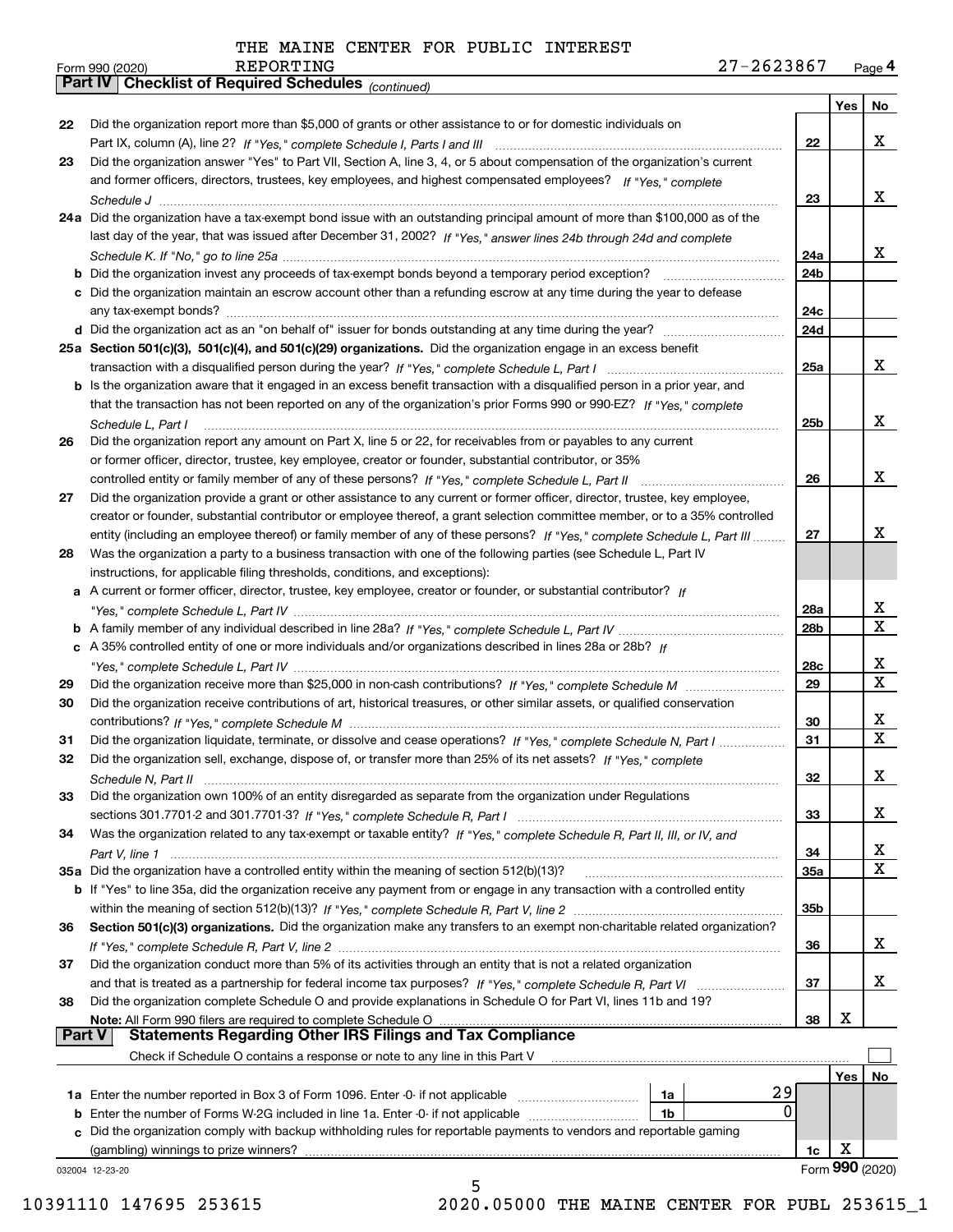THE MAINE CENTER FOR PUBLIC INTEREST REPORTING 27-2623867

Form 990 (2020) Page 4

**Part IV Checklist of Required Schedules** *(continued)*

| | | | Yes | No |
|---|---|---|---|---|
| 22 | Did the organization report more than $5,000 of grants or other assistance to or for domestic individuals on Part IX, column (A), line 2? *If "Yes," complete Schedule I, Parts I and III* | 22 | | X |
| 23 | Did the organization answer "Yes" to Part VII, Section A, line 3, 4, or 5 about compensation of the organization's current and former officers, directors, trustees, key employees, and highest compensated employees? *If "Yes," complete Schedule J* | 23 | | X |
| 24a | Did the organization have a tax-exempt bond issue with an outstanding principal amount of more than $100,000 as of the last day of the year, that was issued after December 31, 2002? *If "Yes," answer lines 24b through 24d and complete Schedule K. If "No," go to line 25a* | 24a | | X |
| b | Did the organization invest any proceeds of tax-exempt bonds beyond a temporary period exception? | 24b | | |
| c | Did the organization maintain an escrow account other than a refunding escrow at any time during the year to defease any tax-exempt bonds? | 24c | | |
| d | Did the organization act as an "on behalf of" issuer for bonds outstanding at any time during the year? | 24d | | |
| 25a | **Section 501(c)(3), 501(c)(4), and 501(c)(29) organizations.** Did the organization engage in an excess benefit transaction with a disqualified person during the year? *If "Yes," complete Schedule L, Part I* | 25a | | X |
| b | Is the organization aware that it engaged in an excess benefit transaction with a disqualified person in a prior year, and that the transaction has not been reported on any of the organization's prior Forms 990 or 990-EZ? *If "Yes," complete Schedule L, Part I* | 25b | | X |
| 26 | Did the organization report any amount on Part X, line 5 or 22, for receivables from or payables to any current or former officer, director, trustee, key employee, creator or founder, substantial contributor, or 35% controlled entity or family member of any of these persons? *If "Yes," complete Schedule L, Part II* | 26 | | X |
| 27 | Did the organization provide a grant or other assistance to any current or former officer, director, trustee, key employee, creator or founder, substantial contributor or employee thereof, a grant selection committee member, or to a 35% controlled entity (including an employee thereof) or family member of any of these persons? *If "Yes," complete Schedule L, Part III* | 27 | | X |
| 28 | Was the organization a party to a business transaction with one of the following parties (see Schedule L, Part IV instructions, for applicable filing thresholds, conditions, and exceptions): | | | |
| a | A current or former officer, director, trustee, key employee, creator or founder, or substantial contributor? *If "Yes," complete Schedule L, Part IV* | 28a | | X |
| b | A family member of any individual described in line 28a? *If "Yes," complete Schedule L, Part IV* | 28b | | X |
| c | A 35% controlled entity of one or more individuals and/or organizations described in lines 28a or 28b? *If "Yes," complete Schedule L, Part IV* | 28c | | X |
| 29 | Did the organization receive more than $25,000 in non-cash contributions? *If "Yes," complete Schedule M* | 29 | | X |
| 30 | Did the organization receive contributions of art, historical treasures, or other similar assets, or qualified conservation contributions? *If "Yes," complete Schedule M* | 30 | | X |
| 31 | Did the organization liquidate, terminate, or dissolve and cease operations? *If "Yes," complete Schedule N, Part I* | 31 | | X |
| 32 | Did the organization sell, exchange, dispose of, or transfer more than 25% of its net assets? *If "Yes," complete Schedule N, Part II* | 32 | | X |
| 33 | Did the organization own 100% of an entity disregarded as separate from the organization under Regulations sections 301.7701-2 and 301.7701-3? *If "Yes," complete Schedule R, Part I* | 33 | | X |
| 34 | Was the organization related to any tax-exempt or taxable entity? *If "Yes," complete Schedule R, Part II, III, or IV, and Part V, line 1* | 34 | | X |
| 35a | Did the organization have a controlled entity within the meaning of section 512(b)(13)? | 35a | | X |
| b | If "Yes" to line 35a, did the organization receive any payment from or engage in any transaction with a controlled entity within the meaning of section 512(b)(13)? *If "Yes," complete Schedule R, Part V, line 2* | 35b | | |
| 36 | **Section 501(c)(3) organizations.** Did the organization make any transfers to an exempt non-charitable related organization? *If "Yes," complete Schedule R, Part V, line 2* | 36 | | X |
| 37 | Did the organization conduct more than 5% of its activities through an entity that is not a related organization and that is treated as a partnership for federal income tax purposes? *If "Yes," complete Schedule R, Part VI* | 37 | | X |
| 38 | Did the organization complete Schedule O and provide explanations in Schedule O for Part VI, lines 11b and 19? **Note:** All Form 990 filers are required to complete Schedule O | 38 | X | |

**Part V Statements Regarding Other IRS Filings and Tax Compliance**

Check if Schedule O contains a response or note to any line in this Part V ☐

| | | | | | Yes | No |
|---|---|---|---|---|---|---|
| 1a | Enter the number reported in Box 3 of Form 1096. Enter -0- if not applicable | 1a | 29 | | | |
| b | Enter the number of Forms W-2G included in line 1a. Enter -0- if not applicable | 1b | 0 | | | |
| c | Did the organization comply with backup withholding rules for reportable payments to vendors and reportable gaming (gambling) winnings to prize winners? | | | 1c | X | |

032004 12-23-20

Form **990** (2020)

10391110 147695 253615 2020.05000 THE MAINE CENTER FOR PUBL 253615_1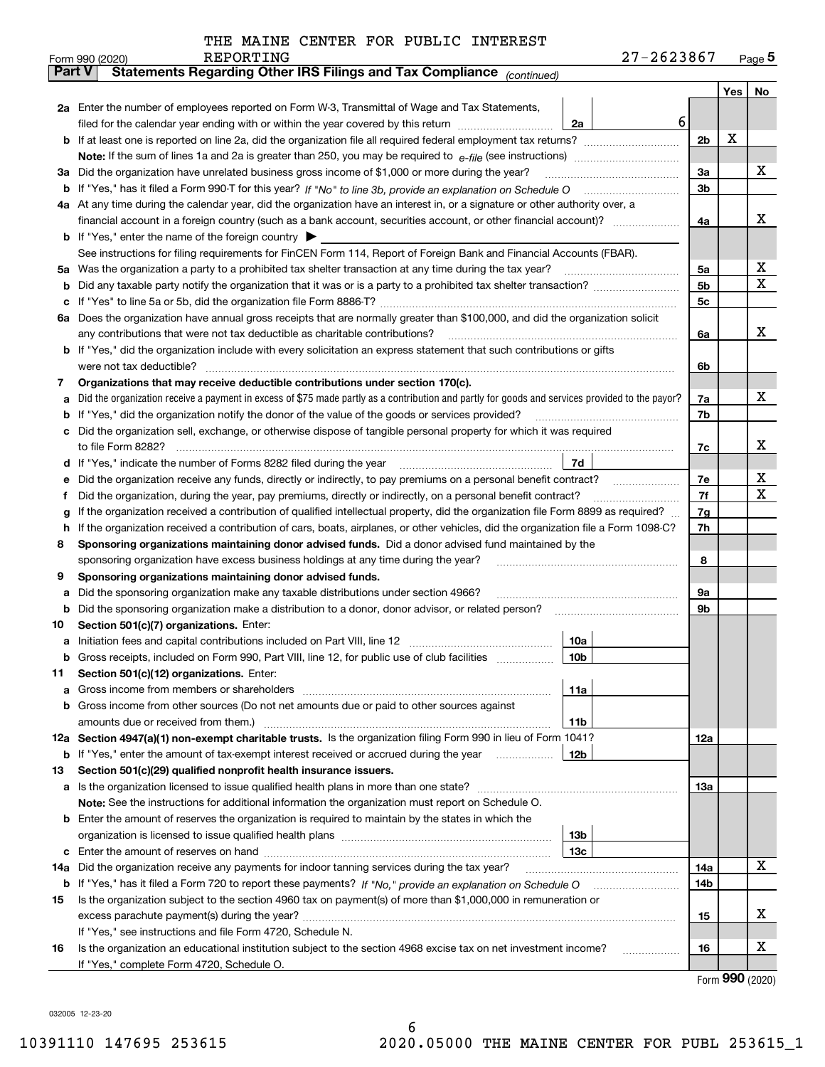THE MAINE CENTER FOR PUBLIC INTEREST REPORTING

Form 990 (2020) 27-2623867 Page **5**

## Part V Statements Regarding Other IRS Filings and Tax Compliance *(continued)*

| | | | | | Yes | No |
|---|---|---|---|---|---|---|
| **2a** | Enter the number of employees reported on Form W-3, Transmittal of Wage and Tax Statements, filed for the calendar year ending with or within the year covered by this return | 2a | 6 | | | |
| **b** | If at least one is reported on line 2a, did the organization file all required federal employment tax returns? | | | 2b | X | |
| | **Note:** If the sum of lines 1a and 2a is greater than 250, you may be required to *e-file* (see instructions) | | | | | |
| **3a** | Did the organization have unrelated business gross income of $1,000 or more during the year? | | | 3a | | X |
| **b** | If "Yes," has it filed a Form 990-T for this year? *If "No" to line 3b, provide an explanation on Schedule O* | | | 3b | | |
| **4a** | At any time during the calendar year, did the organization have an interest in, or a signature or other authority over, a financial account in a foreign country (such as a bank account, securities account, or other financial account)? | | | 4a | | X |
| **b** | If "Yes," enter the name of the foreign country ▶ | | | | | |
| | See instructions for filing requirements for FinCEN Form 114, Report of Foreign Bank and Financial Accounts (FBAR). | | | | | |
| **5a** | Was the organization a party to a prohibited tax shelter transaction at any time during the tax year? | | | 5a | | X |
| **b** | Did any taxable party notify the organization that it was or is a party to a prohibited tax shelter transaction? | | | 5b | | X |
| **c** | If "Yes" to line 5a or 5b, did the organization file Form 8886-T? | | | 5c | | |
| **6a** | Does the organization have annual gross receipts that are normally greater than $100,000, and did the organization solicit any contributions that were not tax deductible as charitable contributions? | | | 6a | | X |
| **b** | If "Yes," did the organization include with every solicitation an express statement that such contributions or gifts were not tax deductible? | | | 6b | | |
| **7** | **Organizations that may receive deductible contributions under section 170(c).** | | | | | |
| **a** | Did the organization receive a payment in excess of $75 made partly as a contribution and partly for goods and services provided to the payor? | | | 7a | | X |
| **b** | If "Yes," did the organization notify the donor of the value of the goods or services provided? | | | 7b | | |
| **c** | Did the organization sell, exchange, or otherwise dispose of tangible personal property for which it was required to file Form 8282? | | | 7c | | X |
| **d** | If "Yes," indicate the number of Forms 8282 filed during the year | 7d | | | | |
| **e** | Did the organization receive any funds, directly or indirectly, to pay premiums on a personal benefit contract? | | | 7e | | X |
| **f** | Did the organization, during the year, pay premiums, directly or indirectly, on a personal benefit contract? | | | 7f | | X |
| **g** | If the organization received a contribution of qualified intellectual property, did the organization file Form 8899 as required? | | | 7g | | |
| **h** | If the organization received a contribution of cars, boats, airplanes, or other vehicles, did the organization file a Form 1098-C? | | | 7h | | |
| **8** | **Sponsoring organizations maintaining donor advised funds.** Did a donor advised fund maintained by the sponsoring organization have excess business holdings at any time during the year? | | | 8 | | |
| **9** | **Sponsoring organizations maintaining donor advised funds.** | | | | | |
| **a** | Did the sponsoring organization make any taxable distributions under section 4966? | | | 9a | | |
| **b** | Did the sponsoring organization make a distribution to a donor, donor advisor, or related person? | | | 9b | | |
| **10** | **Section 501(c)(7) organizations.** Enter: | | | | | |
| **a** | Initiation fees and capital contributions included on Part VIII, line 12 | 10a | | | | |
| **b** | Gross receipts, included on Form 990, Part VIII, line 12, for public use of club facilities | 10b | | | | |
| **11** | **Section 501(c)(12) organizations.** Enter: | | | | | |
| **a** | Gross income from members or shareholders | 11a | | | | |
| **b** | Gross income from other sources (Do not net amounts due or paid to other sources against amounts due or received from them.) | 11b | | | | |
| **12a** | **Section 4947(a)(1) non-exempt charitable trusts.** Is the organization filing Form 990 in lieu of Form 1041? | | | 12a | | |
| **b** | If "Yes," enter the amount of tax-exempt interest received or accrued during the year | 12b | | | | |
| **13** | **Section 501(c)(29) qualified nonprofit health insurance issuers.** | | | | | |
| **a** | Is the organization licensed to issue qualified health plans in more than one state? | | | 13a | | |
| | **Note:** See the instructions for additional information the organization must report on Schedule O. | | | | | |
| **b** | Enter the amount of reserves the organization is required to maintain by the states in which the organization is licensed to issue qualified health plans | 13b | | | | |
| **c** | Enter the amount of reserves on hand | 13c | | | | |
| **14a** | Did the organization receive any payments for indoor tanning services during the tax year? | | | 14a | | X |
| **b** | If "Yes," has it filed a Form 720 to report these payments? *If "No," provide an explanation on Schedule O* | | | 14b | | |
| **15** | Is the organization subject to the section 4960 tax on payment(s) of more than $1,000,000 in remuneration or excess parachute payment(s) during the year? | | | 15 | | X |
| | If "Yes," see instructions and file Form 4720, Schedule N. | | | | | |
| **16** | Is the organization an educational institution subject to the section 4968 excise tax on net investment income? | | | 16 | | X |
| | If "Yes," complete Form 4720, Schedule O. | | | | | |

Form **990** (2020)

032005 12-23-20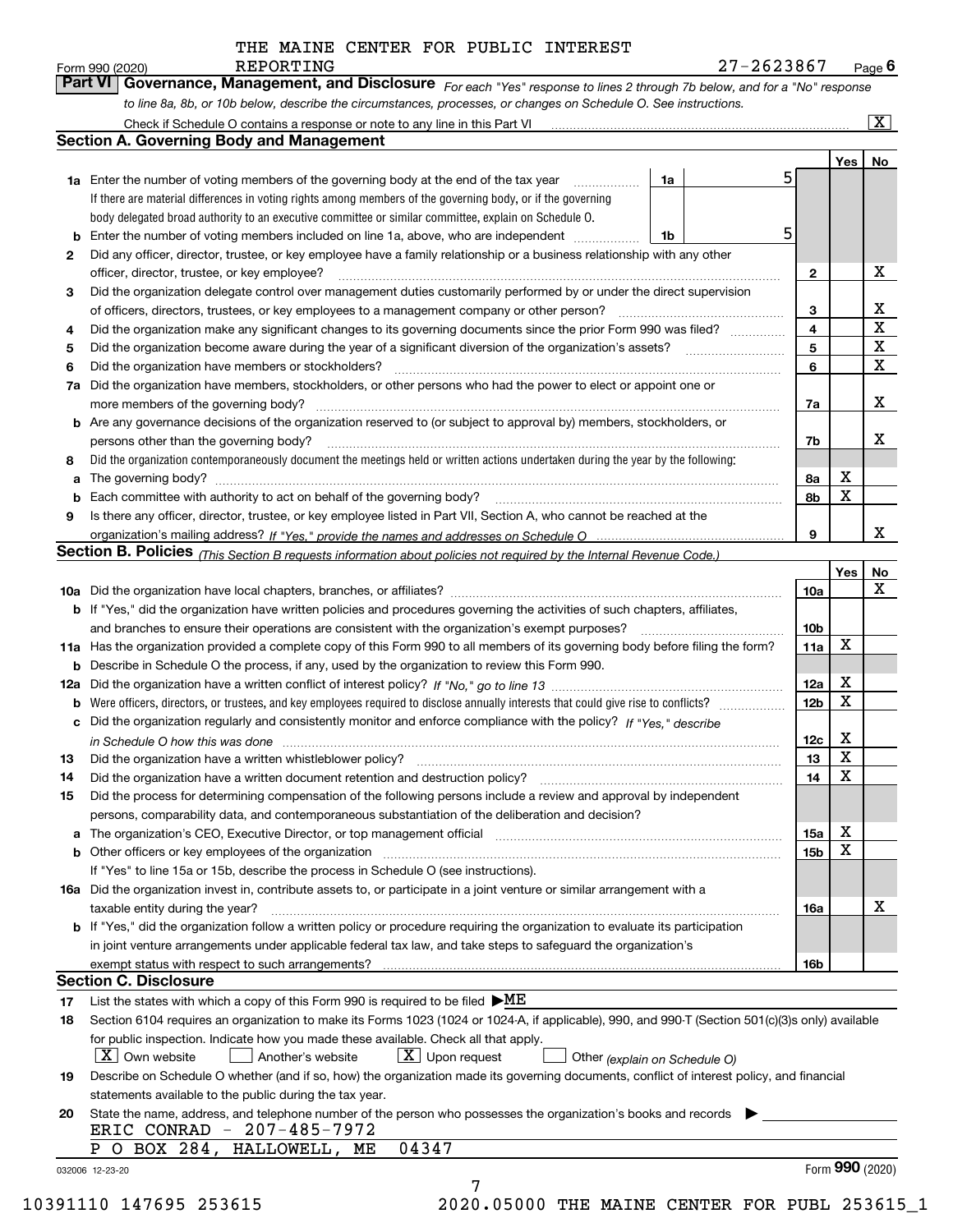THE MAINE CENTER FOR PUBLIC INTEREST REPORTING

Form 990 (2020) 27-2623867 Page 6

**Part VI Governance, Management, and Disclosure** *For each "Yes" response to lines 2 through 7b below, and for a "No" response to line 8a, 8b, or 10b below, describe the circumstances, processes, or changes on Schedule O. See instructions.*

Check if Schedule O contains a response or note to any line in this Part VI [X]

## Section A. Governing Body and Management

| | | | | Yes | No |
|---|---|---|---|---|---|
| 1a | Enter the number of voting members of the governing body at the end of the tax year. If there are material differences in voting rights among members of the governing body, or if the governing body delegated broad authority to an executive committee or similar committee, explain on Schedule O. | 1a | 5 | | |
| b | Enter the number of voting members included on line 1a, above, who are independent | 1b | 5 | | |
| 2 | Did any officer, director, trustee, or key employee have a family relationship or a business relationship with any other officer, director, trustee, or key employee? | | 2 | | X |
| 3 | Did the organization delegate control over management duties customarily performed by or under the direct supervision of officers, directors, trustees, or key employees to a management company or other person? | | 3 | | X |
| 4 | Did the organization make any significant changes to its governing documents since the prior Form 990 was filed? | | 4 | | X |
| 5 | Did the organization become aware during the year of a significant diversion of the organization's assets? | | 5 | | X |
| 6 | Did the organization have members or stockholders? | | 6 | | X |
| 7a | Did the organization have members, stockholders, or other persons who had the power to elect or appoint one or more members of the governing body? | | 7a | | X |
| b | Are any governance decisions of the organization reserved to (or subject to approval by) members, stockholders, or persons other than the governing body? | | 7b | | X |
| 8 | Did the organization contemporaneously document the meetings held or written actions undertaken during the year by the following: | | | | |
| a | The governing body? | | 8a | X | |
| b | Each committee with authority to act on behalf of the governing body? | | 8b | X | |
| 9 | Is there any officer, director, trustee, or key employee listed in Part VII, Section A, who cannot be reached at the organization's mailing address? *If "Yes," provide the names and addresses on Schedule O* | | 9 | | X |

## Section B. Policies *(This Section B requests information about policies not required by the Internal Revenue Code.)*

| | | | Yes | No |
|---|---|---|---|---|
| 10a | Did the organization have local chapters, branches, or affiliates? | 10a | | X |
| b | If "Yes," did the organization have written policies and procedures governing the activities of such chapters, affiliates, and branches to ensure their operations are consistent with the organization's exempt purposes? | 10b | | |
| 11a | Has the organization provided a complete copy of this Form 990 to all members of its governing body before filing the form? | 11a | X | |
| b | Describe in Schedule O the process, if any, used by the organization to review this Form 990. | | | |
| 12a | Did the organization have a written conflict of interest policy? *If "No," go to line 13* | 12a | X | |
| b | Were officers, directors, or trustees, and key employees required to disclose annually interests that could give rise to conflicts? | 12b | X | |
| c | Did the organization regularly and consistently monitor and enforce compliance with the policy? *If "Yes," describe in Schedule O how this was done* | 12c | X | |
| 13 | Did the organization have a written whistleblower policy? | 13 | X | |
| 14 | Did the organization have a written document retention and destruction policy? | 14 | X | |
| 15 | Did the process for determining compensation of the following persons include a review and approval by independent persons, comparability data, and contemporaneous substantiation of the deliberation and decision? | | | |
| a | The organization's CEO, Executive Director, or top management official | 15a | X | |
| b | Other officers or key employees of the organization | 15b | X | |
| | If "Yes" to line 15a or 15b, describe the process in Schedule O (see instructions). | | | |
| 16a | Did the organization invest in, contribute assets to, or participate in a joint venture or similar arrangement with a taxable entity during the year? | 16a | | X |
| b | If "Yes," did the organization follow a written policy or procedure requiring the organization to evaluate its participation in joint venture arrangements under applicable federal tax law, and take steps to safeguard the organization's exempt status with respect to such arrangements? | 16b | | |

## Section C. Disclosure

17 List the states with which a copy of this Form 990 is required to be filed ▶ME

18 Section 6104 requires an organization to make its Forms 1023 (1024 or 1024-A, if applicable), 990, and 990-T (Section 501(c)(3)s only) available for public inspection. Indicate how you made these available. Check all that apply.

[X] Own website [ ] Another's website [X] Upon request [ ] Other *(explain on Schedule O)*

19 Describe on Schedule O whether (and if so, how) the organization made its governing documents, conflict of interest policy, and financial statements available to the public during the tax year.

20 State the name, address, and telephone number of the person who possesses the organization's books and records ▶

ERIC CONRAD - 207-485-7972
P O BOX 284, HALLOWELL, ME 04347

032006 12-23-20 Form **990** (2020)

10391110 147695 253615 2020.05000 THE MAINE CENTER FOR PUBL 253615_1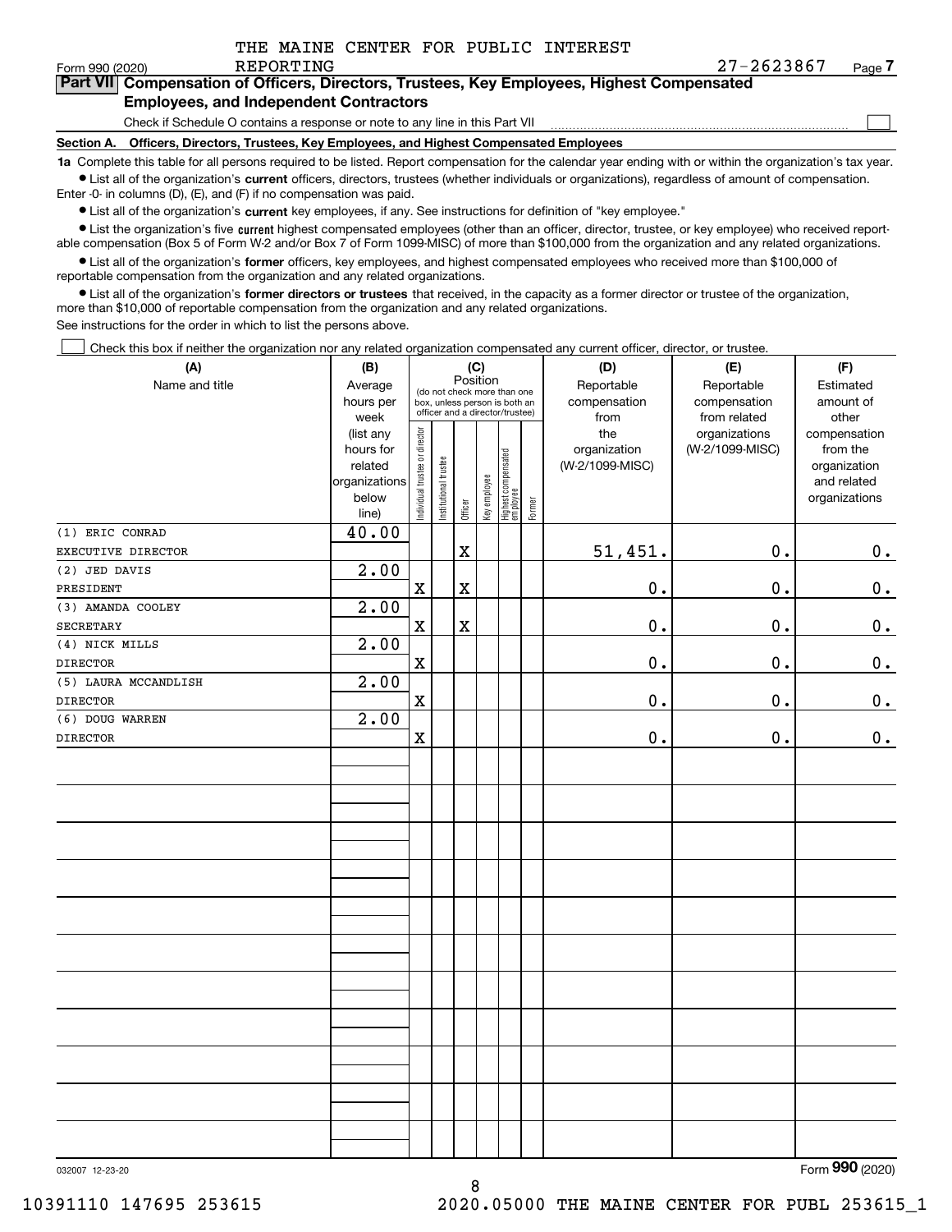THE MAINE CENTER FOR PUBLIC INTEREST REPORTING

Form 990 (2020) 27-2623867 Page 7

## Part VII Compensation of Officers, Directors, Trustees, Key Employees, Highest Compensated Employees, and Independent Contractors

Check if Schedule O contains a response or note to any line in this Part VII ☐

**Section A. Officers, Directors, Trustees, Key Employees, and Highest Compensated Employees**

**1a** Complete this table for all persons required to be listed. Report compensation for the calendar year ending with or within the organization's tax year.

- List all of the organization's **current** officers, directors, trustees (whether individuals or organizations), regardless of amount of compensation. Enter -0- in columns (D), (E), and (F) if no compensation was paid.
- List all of the organization's **current** key employees, if any. See instructions for definition of "key employee."
- List the organization's five **current** highest compensated employees (other than an officer, director, trustee, or key employee) who received reportable compensation (Box 5 of Form W-2 and/or Box 7 of Form 1099-MISC) of more than $100,000 from the organization and any related organizations.
- List all of the organization's **former** officers, key employees, and highest compensated employees who received more than $100,000 of reportable compensation from the organization and any related organizations.
- List all of the organization's **former directors or trustees** that received, in the capacity as a former director or trustee of the organization, more than $10,000 of reportable compensation from the organization and any related organizations.

See instructions for the order in which to list the persons above.

☐ Check this box if neither the organization nor any related organization compensated any current officer, director, or trustee.

| (A) Name and title | (B) Average hours per week (list any hours for related organizations below line) | (C) Position: Individual trustee or director | Institutional trustee | Officer | Key employee | Highest compensated employee | Former | (D) Reportable compensation from the organization (W-2/1099-MISC) | (E) Reportable compensation from related organizations (W-2/1099-MISC) | (F) Estimated amount of other compensation from the organization and related organizations |
|---|---|---|---|---|---|---|---|---|---|---|
| (1) ERIC CONRAD<br>EXECUTIVE DIRECTOR | 40.00 | | | X | | | | 51,451. | 0. | 0. |
| (2) JED DAVIS<br>PRESIDENT | 2.00 | X | | X | | | | 0. | 0. | 0. |
| (3) AMANDA COOLEY<br>SECRETARY | 2.00 | X | | X | | | | 0. | 0. | 0. |
| (4) NICK MILLS<br>DIRECTOR | 2.00 | X | | | | | | 0. | 0. | 0. |
| (5) LAURA MCCANDLISH<br>DIRECTOR | 2.00 | X | | | | | | 0. | 0. | 0. |
| (6) DOUG WARREN<br>DIRECTOR | 2.00 | X | | | | | | 0. | 0. | 0. |

032007 12-23-20 Form **990** (2020)

10391110 147695 253615 2020.05000 THE MAINE CENTER FOR PUBL 253615_1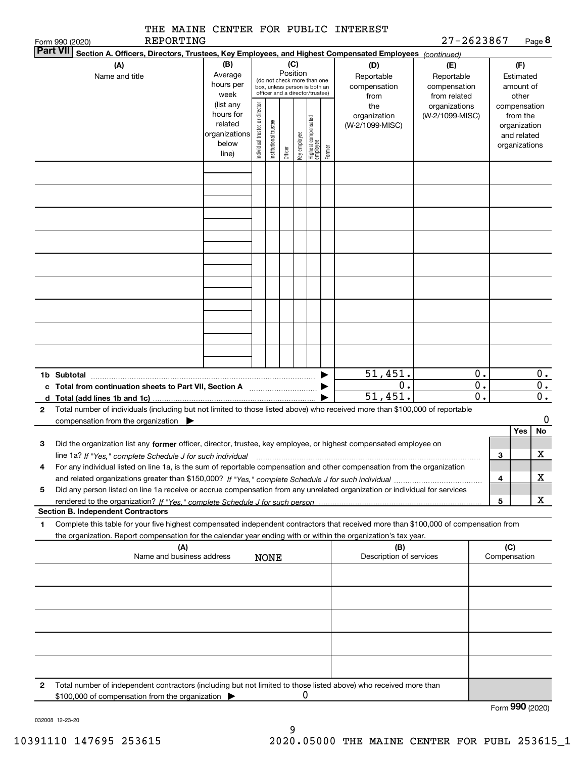THE MAINE CENTER FOR PUBLIC INTEREST REPORTING

Form 990 (2020) 27-2623867 Page 8

**Part VII Section A. Officers, Directors, Trustees, Key Employees, and Highest Compensated Employees** *(continued)*

| (A) Name and title | (B) Average hours per week (list any hours for related organizations below line) | (C) Position (do not check more than one box, unless person is both an officer and a director/trustee): Individual trustee or director | Institutional trustee | Officer | Key employee | Highest compensated employee | Former | (D) Reportable compensation from the organization (W-2/1099-MISC) | (E) Reportable compensation from related organizations (W-2/1099-MISC) | (F) Estimated amount of other compensation from the organization and related organizations |
|---|---|---|---|---|---|---|---|---|---|---|
| | | | | | | | | | | |
| | | | | | | | | | | |
| | | | | | | | | | | |
| | | | | | | | | | | |
| | | | | | | | | | | |
| | | | | | | | | | | |
| | | | | | | | | | | |
| | | | | | | | | | | |
| | | | | | | | | | | |
| **1b Subtotal** | | | | | | | ▶ | 51,451. | 0. | 0. |
| **c Total from continuation sheets to Part VII, Section A** | | | | | | | ▶ | 0. | 0. | 0. |
| **d Total (add lines 1b and 1c)** | | | | | | | ▶ | 51,451. | 0. | 0. |

**2** Total number of individuals (including but not limited to those listed above) who received more than $100,000 of reportable compensation from the organization ▶ 0

| | | | Yes | No |
|---|---|---|---|---|
| **3** | Did the organization list any **former** officer, director, trustee, key employee, or highest compensated employee on line 1a? *If "Yes," complete Schedule J for such individual* | 3 | | X |
| **4** | For any individual listed on line 1a, is the sum of reportable compensation and other compensation from the organization and related organizations greater than $150,000? *If "Yes," complete Schedule J for such individual* | 4 | | X |
| **5** | Did any person listed on line 1a receive or accrue compensation from any unrelated organization or individual for services rendered to the organization? *If "Yes," complete Schedule J for such person* | 5 | | X |

**Section B. Independent Contractors**

**1** Complete this table for your five highest compensated independent contractors that received more than $100,000 of compensation from the organization. Report compensation for the calendar year ending with or within the organization's tax year.

| (A) Name and business address NONE | (B) Description of services | (C) Compensation |
|---|---|---|
| | | |
| | | |
| | | |
| | | |
| | | |

**2** Total number of independent contractors (including but not limited to those listed above) who received more than $100,000 of compensation from the organization ▶ 0

Form **990** (2020)

032008 12-23-20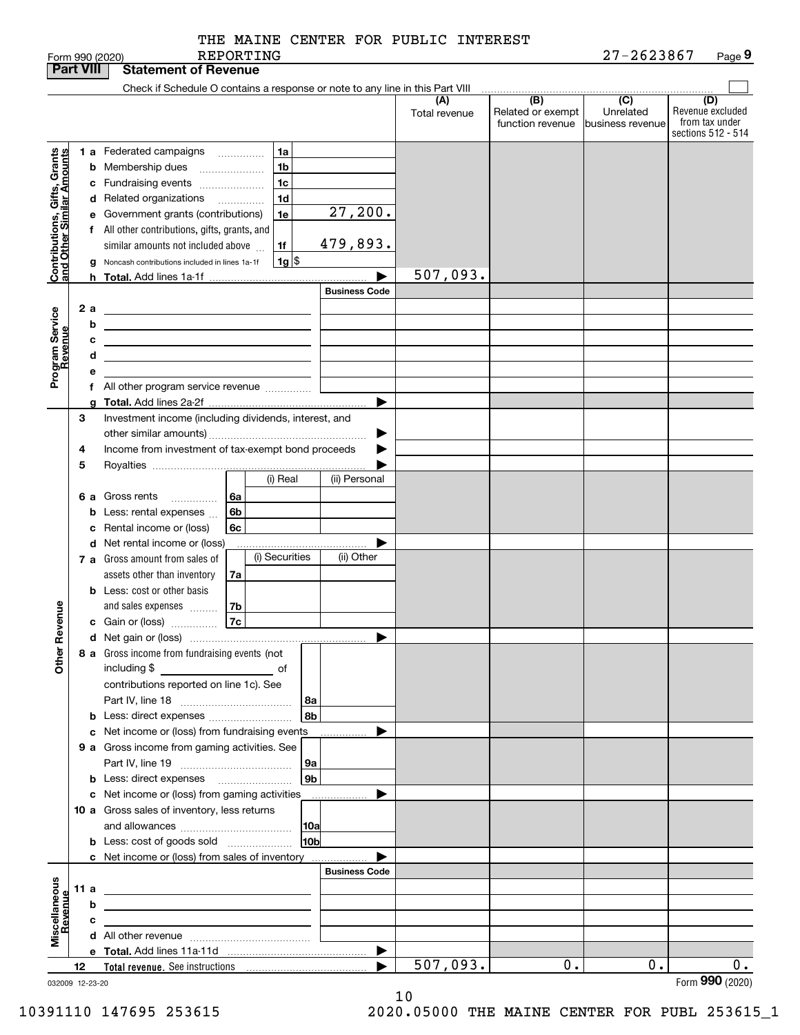THE MAINE CENTER FOR PUBLIC INTEREST REPORTING

Form 990 (2020) 27-2623867 Page **9**

## Part VIII Statement of Revenue

Check if Schedule O contains a response or note to any line in this Part VIII

| | | | (A) Total revenue | (B) Related or exempt function revenue | (C) Unrelated business revenue | (D) Revenue excluded from tax under sections 512 - 514 |
|---|---|---|---|---|---|---|
| **Contributions, Gifts, Grants and Other Similar Amounts** | 1 a Federated campaigns | 1a | | | | |
| | b Membership dues | 1b | | | | |
| | c Fundraising events | 1c | | | | |
| | d Related organizations | 1d | | | | |
| | e Government grants (contributions) | 1e 27,200. | | | | |
| | f All other contributions, gifts, grants, and similar amounts not included above | 1f 479,893. | | | | |
| | g Noncash contributions included in lines 1a-1f | 1g $ | | | | |
| | h **Total.** Add lines 1a-1f | | 507,093. | | | |
| **Program Service Revenue** | | Business Code | | | | |
| | 2 a | | | | | |
| | b | | | | | |
| | c | | | | | |
| | d | | | | | |
| | e | | | | | |
| | f All other program service revenue | | | | | |
| | g **Total.** Add lines 2a-2f | | | | | |
| **Other Revenue** | 3 Investment income (including dividends, interest, and other similar amounts) | | | | | |
| | 4 Income from investment of tax-exempt bond proceeds | | | | | |
| | 5 Royalties | | | | | |
| | | (i) Real / (ii) Personal | | | | |
| | 6 a Gross rents | 6a | | | | |
| | b Less: rental expenses | 6b | | | | |
| | c Rental income or (loss) | 6c | | | | |
| | d Net rental income or (loss) | | | | | |
| | | (i) Securities / (ii) Other | | | | |
| | 7 a Gross amount from sales of assets other than inventory | 7a | | | | |
| | b Less: cost or other basis and sales expenses | 7b | | | | |
| | c Gain or (loss) | 7c | | | | |
| | d Net gain or (loss) | | | | | |
| | 8 a Gross income from fundraising events (not including $ of contributions reported on line 1c). See Part IV, line 18 | 8a | | | | |
| | b Less: direct expenses | 8b | | | | |
| | c Net income or (loss) from fundraising events | | | | | |
| | 9 a Gross income from gaming activities. See Part IV, line 19 | 9a | | | | |
| | b Less: direct expenses | 9b | | | | |
| | c Net income or (loss) from gaming activities | | | | | |
| | 10 a Gross sales of inventory, less returns and allowances | 10a | | | | |
| | b Less: cost of goods sold | 10b | | | | |
| | c Net income or (loss) from sales of inventory | | | | | |
| **Miscellaneous Revenue** | | Business Code | | | | |
| | 11 a | | | | | |
| | b | | | | | |
| | c | | | | | |
| | d All other revenue | | | | | |
| | e **Total.** Add lines 11a-11d | | | | | |
| | 12 **Total revenue.** See instructions | | 507,093. | 0. | 0. | 0. |

032009 12-23-20

Form **990** (2020)

10391110 147695 253615 2020.05000 THE MAINE CENTER FOR PUBL 253615_1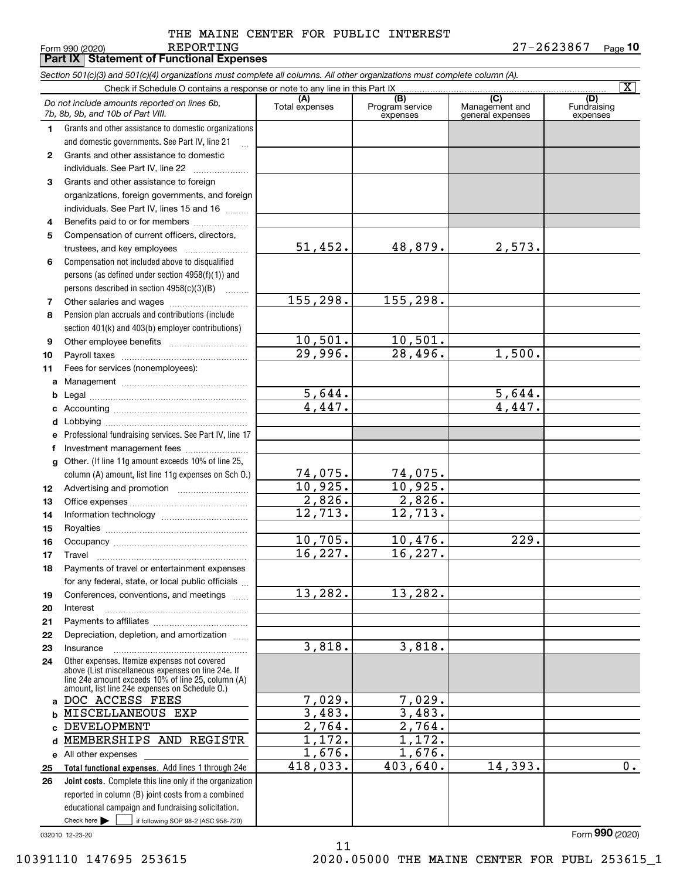THE MAINE CENTER FOR PUBLIC INTEREST REPORTING

Form 990 (2020) 27-2623867 Page **10**

**Part IX Statement of Functional Expenses**

*Section 501(c)(3) and 501(c)(4) organizations must complete all columns. All other organizations must complete column (A).*

Check if Schedule O contains a response or note to any line in this Part IX [X]

| | *Do not include amounts reported on lines 6b, 7b, 8b, 9b, and 10b of Part VIII.* | (A) Total expenses | (B) Program service expenses | (C) Management and general expenses | (D) Fundraising expenses |
|---|---|---|---|---|---|
| 1 | Grants and other assistance to domestic organizations and domestic governments. See Part IV, line 21 | | | | |
| 2 | Grants and other assistance to domestic individuals. See Part IV, line 22 | | | | |
| 3 | Grants and other assistance to foreign organizations, foreign governments, and foreign individuals. See Part IV, lines 15 and 16 | | | | |
| 4 | Benefits paid to or for members | | | | |
| 5 | Compensation of current officers, directors, trustees, and key employees | 51,452. | 48,879. | 2,573. | |
| 6 | Compensation not included above to disqualified persons (as defined under section 4958(f)(1)) and persons described in section 4958(c)(3)(B) | | | | |
| 7 | Other salaries and wages | 155,298. | 155,298. | | |
| 8 | Pension plan accruals and contributions (include section 401(k) and 403(b) employer contributions) | | | | |
| 9 | Other employee benefits | 10,501. | 10,501. | | |
| 10 | Payroll taxes | 29,996. | 28,496. | 1,500. | |
| 11 | Fees for services (nonemployees): | | | | |
| a | Management | | | | |
| b | Legal | 5,644. | | 5,644. | |
| c | Accounting | 4,447. | | 4,447. | |
| d | Lobbying | | | | |
| e | Professional fundraising services. See Part IV, line 17 | | | | |
| f | Investment management fees | | | | |
| g | Other. (If line 11g amount exceeds 10% of line 25, column (A) amount, list line 11g expenses on Sch O.) | 74,075. | 74,075. | | |
| 12 | Advertising and promotion | 10,925. | 10,925. | | |
| 13 | Office expenses | 2,826. | 2,826. | | |
| 14 | Information technology | 12,713. | 12,713. | | |
| 15 | Royalties | | | | |
| 16 | Occupancy | 10,705. | 10,476. | 229. | |
| 17 | Travel | 16,227. | 16,227. | | |
| 18 | Payments of travel or entertainment expenses for any federal, state, or local public officials | | | | |
| 19 | Conferences, conventions, and meetings | 13,282. | 13,282. | | |
| 20 | Interest | | | | |
| 21 | Payments to affiliates | | | | |
| 22 | Depreciation, depletion, and amortization | | | | |
| 23 | Insurance | 3,818. | 3,818. | | |
| 24 | Other expenses. Itemize expenses not covered above (List miscellaneous expenses on line 24e. If line 24e amount exceeds 10% of line 25, column (A) amount, list line 24e expenses on Schedule O.) | | | | |
| a | DOC ACCESS FEES | 7,029. | 7,029. | | |
| b | MISCELLANEOUS EXP | 3,483. | 3,483. | | |
| c | DEVELOPMENT | 2,764. | 2,764. | | |
| d | MEMBERSHIPS AND REGISTR | 1,172. | 1,172. | | |
| e | All other expenses | 1,676. | 1,676. | | |
| 25 | **Total functional expenses.** Add lines 1 through 24e | 418,033. | 403,640. | 14,393. | 0. |
| 26 | **Joint costs.** Complete this line only if the organization reported in column (B) joint costs from a combined educational campaign and fundraising solicitation. Check here [ ] if following SOP 98-2 (ASC 958-720) | | | | |

032010 12-23-20

Form **990** (2020)

10391110 147695 253615 2020.05000 THE MAINE CENTER FOR PUBL 253615_1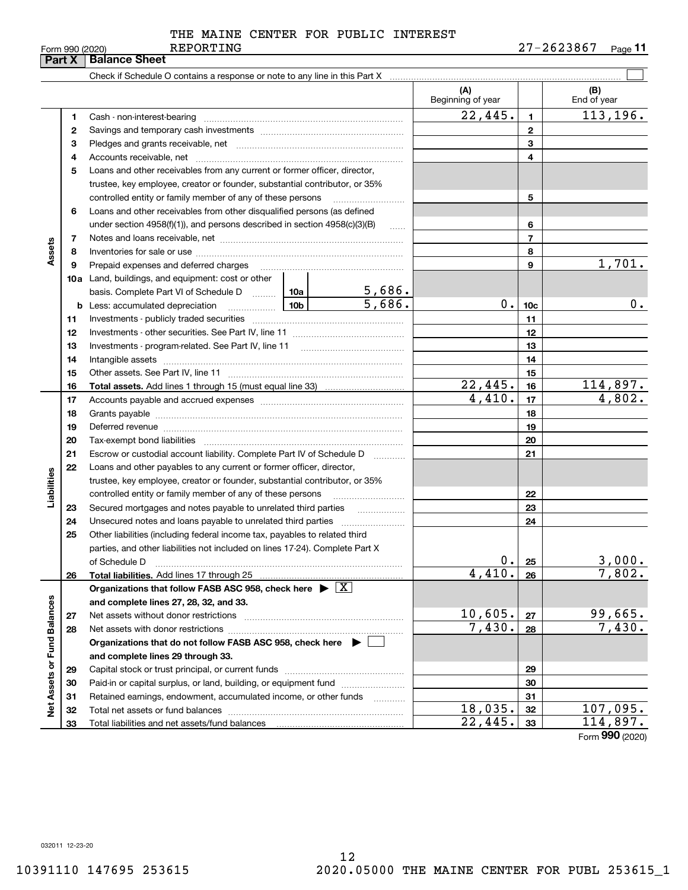THE MAINE CENTER FOR PUBLIC INTEREST REPORTING

Form 990 (2020) 27-2623867 Page **11**

**Part X | Balance Sheet**

Check if Schedule O contains a response or note to any line in this Part X ☐

| | | | | (A) Beginning of year | | (B) End of year |
|---|---|---|---|---|---|---|
| **Assets** | 1 | Cash - non-interest-bearing | | 22,445. | 1 | 113,196. |
| | 2 | Savings and temporary cash investments | | | 2 | |
| | 3 | Pledges and grants receivable, net | | | 3 | |
| | 4 | Accounts receivable, net | | | 4 | |
| | 5 | Loans and other receivables from any current or former officer, director, trustee, key employee, creator or founder, substantial contributor, or 35% controlled entity or family member of any of these persons | | | 5 | |
| | 6 | Loans and other receivables from other disqualified persons (as defined under section 4958(f)(1)), and persons described in section 4958(c)(3)(B) | | | 6 | |
| | 7 | Notes and loans receivable, net | | | 7 | |
| | 8 | Inventories for sale or use | | | 8 | |
| | 9 | Prepaid expenses and deferred charges | | | 9 | 1,701. |
| | 10a | Land, buildings, and equipment: cost or other basis. Complete Part VI of Schedule D | 10a 5,686. | | | |
| | b | Less: accumulated depreciation | 10b 5,686. | 0. | 10c | 0. |
| | 11 | Investments - publicly traded securities | | | 11 | |
| | 12 | Investments - other securities. See Part IV, line 11 | | | 12 | |
| | 13 | Investments - program-related. See Part IV, line 11 | | | 13 | |
| | 14 | Intangible assets | | | 14 | |
| | 15 | Other assets. See Part IV, line 11 | | | 15 | |
| | 16 | **Total assets.** Add lines 1 through 15 (must equal line 33) | | 22,445. | 16 | 114,897. |
| **Liabilities** | 17 | Accounts payable and accrued expenses | | 4,410. | 17 | 4,802. |
| | 18 | Grants payable | | | 18 | |
| | 19 | Deferred revenue | | | 19 | |
| | 20 | Tax-exempt bond liabilities | | | 20 | |
| | 21 | Escrow or custodial account liability. Complete Part IV of Schedule D | | | 21 | |
| | 22 | Loans and other payables to any current or former officer, director, trustee, key employee, creator or founder, substantial contributor, or 35% controlled entity or family member of any of these persons | | | 22 | |
| | 23 | Secured mortgages and notes payable to unrelated third parties | | | 23 | |
| | 24 | Unsecured notes and loans payable to unrelated third parties | | | 24 | |
| | 25 | Other liabilities (including federal income tax, payables to related third parties, and other liabilities not included on lines 17-24). Complete Part X of Schedule D | | 0. | 25 | 3,000. |
| | 26 | **Total liabilities.** Add lines 17 through 25 | | 4,410. | 26 | 7,802. |
| **Net Assets or Fund Balances** | | **Organizations that follow FASB ASC 958, check here ▶ ☒ and complete lines 27, 28, 32, and 33.** | | | | |
| | 27 | Net assets without donor restrictions | | 10,605. | 27 | 99,665. |
| | 28 | Net assets with donor restrictions | | 7,430. | 28 | 7,430. |
| | | **Organizations that do not follow FASB ASC 958, check here ▶ ☐ and complete lines 29 through 33.** | | | | |
| | 29 | Capital stock or trust principal, or current funds | | | 29 | |
| | 30 | Paid-in or capital surplus, or land, building, or equipment fund | | | 30 | |
| | 31 | Retained earnings, endowment, accumulated income, or other funds | | | 31 | |
| | 32 | Total net assets or fund balances | | 18,035. | 32 | 107,095. |
| | 33 | Total liabilities and net assets/fund balances | | 22,445. | 33 | 114,897. |

Form **990** (2020)

032011 12-23-20

10391110 147695 253615 2020.05000 THE MAINE CENTER FOR PUBL 253615_1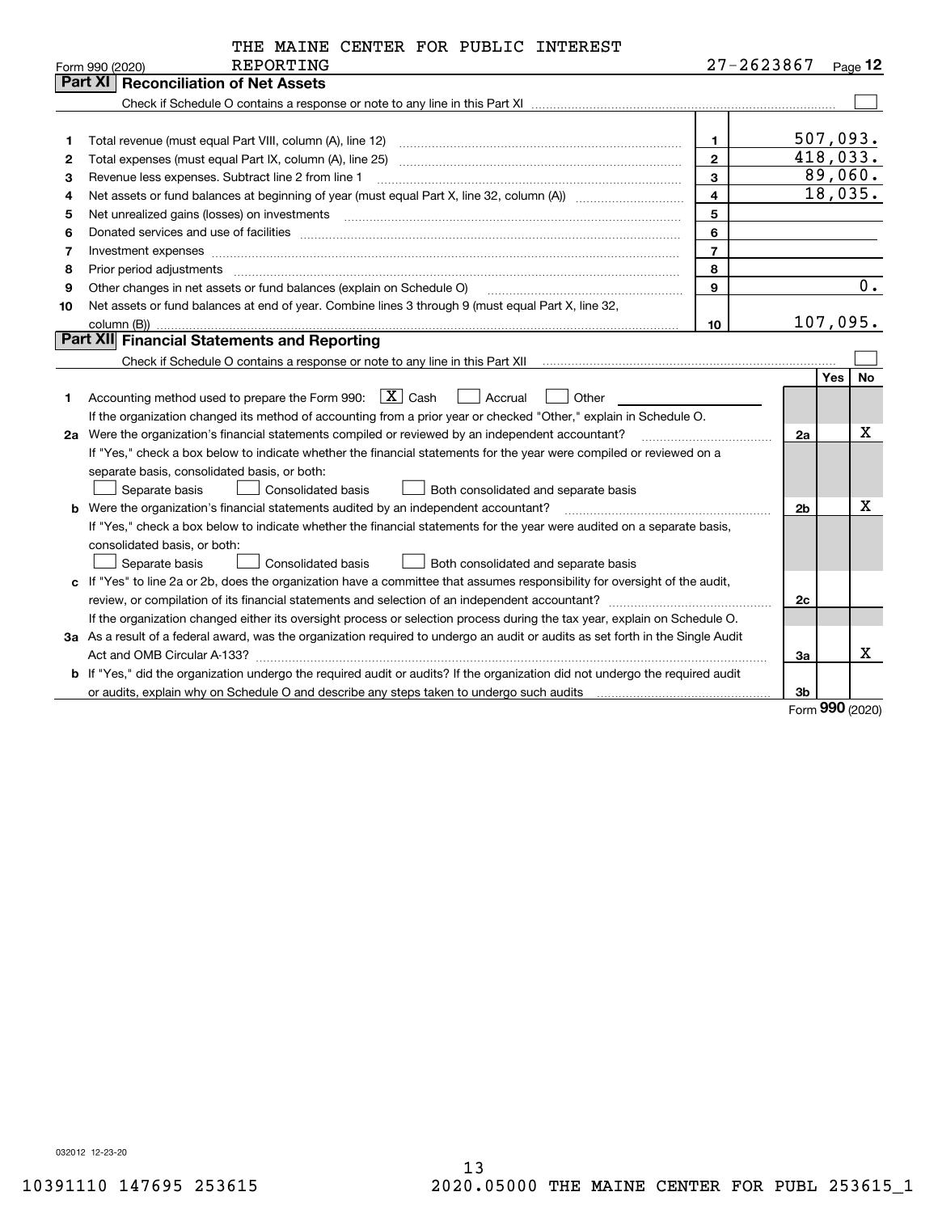THE MAINE CENTER FOR PUBLIC INTEREST REPORTING

Form 990 (2020) 27-2623867 Page **12**

## Part XI Reconciliation of Net Assets

Check if Schedule O contains a response or note to any line in this Part XI ☐

| | | | |
|---|---|---|---|
| 1 | Total revenue (must equal Part VIII, column (A), line 12) | 1 | 507,093. |
| 2 | Total expenses (must equal Part IX, column (A), line 25) | 2 | 418,033. |
| 3 | Revenue less expenses. Subtract line 2 from line 1 | 3 | 89,060. |
| 4 | Net assets or fund balances at beginning of year (must equal Part X, line 32, column (A)) | 4 | 18,035. |
| 5 | Net unrealized gains (losses) on investments | 5 | |
| 6 | Donated services and use of facilities | 6 | |
| 7 | Investment expenses | 7 | |
| 8 | Prior period adjustments | 8 | |
| 9 | Other changes in net assets or fund balances (explain on Schedule O) | 9 | 0. |
| 10 | Net assets or fund balances at end of year. Combine lines 3 through 9 (must equal Part X, line 32, column (B)) | 10 | 107,095. |

## Part XII Financial Statements and Reporting

Check if Schedule O contains a response or note to any line in this Part XII ☐

| | | | Yes | No |
|---|---|---|---|---|
| 1 | Accounting method used to prepare the Form 990: ☒ Cash ☐ Accrual ☐ Other<br>If the organization changed its method of accounting from a prior year or checked "Other," explain in Schedule O. | | | |
| 2a | Were the organization's financial statements compiled or reviewed by an independent accountant?<br>If "Yes," check a box below to indicate whether the financial statements for the year were compiled or reviewed on a separate basis, consolidated basis, or both:<br>☐ Separate basis ☐ Consolidated basis ☐ Both consolidated and separate basis | 2a | | X |
| b | Were the organization's financial statements audited by an independent accountant?<br>If "Yes," check a box below to indicate whether the financial statements for the year were audited on a separate basis, consolidated basis, or both:<br>☐ Separate basis ☐ Consolidated basis ☐ Both consolidated and separate basis | 2b | | X |
| c | If "Yes" to line 2a or 2b, does the organization have a committee that assumes responsibility for oversight of the audit, review, or compilation of its financial statements and selection of an independent accountant?<br>If the organization changed either its oversight process or selection process during the tax year, explain on Schedule O. | 2c | | |
| 3a | As a result of a federal award, was the organization required to undergo an audit or audits as set forth in the Single Audit Act and OMB Circular A-133? | 3a | | X |
| b | If "Yes," did the organization undergo the required audit or audits? If the organization did not undergo the required audit or audits, explain why on Schedule O and describe any steps taken to undergo such audits | 3b | | |

Form **990** (2020)

032012 12-23-20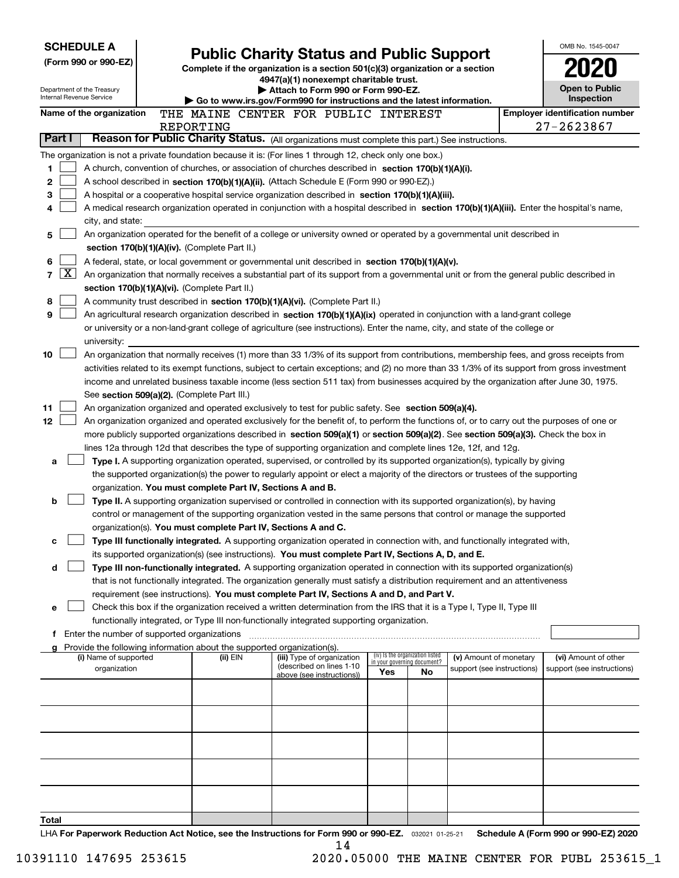**SCHEDULE A**
**(Form 990 or 990-EZ)**

Department of the Treasury
Internal Revenue Service

# Public Charity Status and Public Support

**Complete if the organization is a section 501(c)(3) organization or a section 4947(a)(1) nonexempt charitable trust.**
**▶ Attach to Form 990 or Form 990-EZ.**
**▶ Go to www.irs.gov/Form990 for instructions and the latest information.**

OMB No. 1545-0047

**2020**

**Open to Public Inspection**

**Name of the organization** THE MAINE CENTER FOR PUBLIC INTEREST REPORTING

**Employer identification number** 27-2623867

**Part I** **Reason for Public Charity Status.** (All organizations must complete this part.) See instructions.

The organization is not a private foundation because it is: (For lines 1 through 12, check only one box.)

1. ☐ A church, convention of churches, or association of churches described in **section 170(b)(1)(A)(i).**
2. ☐ A school described in **section 170(b)(1)(A)(ii).** (Attach Schedule E (Form 990 or 990-EZ).)
3. ☐ A hospital or a cooperative hospital service organization described in **section 170(b)(1)(A)(iii).**
4. ☐ A medical research organization operated in conjunction with a hospital described in **section 170(b)(1)(A)(iii).** Enter the hospital's name, city, and state:
5. ☐ An organization operated for the benefit of a college or university owned or operated by a governmental unit described in **section 170(b)(1)(A)(iv).** (Complete Part II.)
6. ☐ A federal, state, or local government or governmental unit described in **section 170(b)(1)(A)(v).**
7. ☒ An organization that normally receives a substantial part of its support from a governmental unit or from the general public described in **section 170(b)(1)(A)(vi).** (Complete Part II.)
8. ☐ A community trust described in **section 170(b)(1)(A)(vi).** (Complete Part II.)
9. ☐ An agricultural research organization described in **section 170(b)(1)(A)(ix)** operated in conjunction with a land-grant college or university or a non-land-grant college of agriculture (see instructions). Enter the name, city, and state of the college or university:
10. ☐ An organization that normally receives (1) more than 33 1/3% of its support from contributions, membership fees, and gross receipts from activities related to its exempt functions, subject to certain exceptions; and (2) no more than 33 1/3% of its support from gross investment income and unrelated business taxable income (less section 511 tax) from businesses acquired by the organization after June 30, 1975. See **section 509(a)(2).** (Complete Part III.)
11. ☐ An organization organized and operated exclusively to test for public safety. See **section 509(a)(4).**
12. ☐ An organization organized and operated exclusively for the benefit of, to perform the functions of, or to carry out the purposes of one or more publicly supported organizations described in **section 509(a)(1)** or **section 509(a)(2).** See **section 509(a)(3).** Check the box in lines 12a through 12d that describes the type of supporting organization and complete lines 12e, 12f, and 12g.
   - **a** ☐ **Type I.** A supporting organization operated, supervised, or controlled by its supported organization(s), typically by giving the supported organization(s) the power to regularly appoint or elect a majority of the directors or trustees of the supporting organization. **You must complete Part IV, Sections A and B.**
   - **b** ☐ **Type II.** A supporting organization supervised or controlled in connection with its supported organization(s), by having control or management of the supporting organization vested in the same persons that control or manage the supported organization(s). **You must complete Part IV, Sections A and C.**
   - **c** ☐ **Type III functionally integrated.** A supporting organization operated in connection with, and functionally integrated with, its supported organization(s) (see instructions). **You must complete Part IV, Sections A, D, and E.**
   - **d** ☐ **Type III non-functionally integrated.** A supporting organization operated in connection with its supported organization(s) that is not functionally integrated. The organization generally must satisfy a distribution requirement and an attentiveness requirement (see instructions). **You must complete Part IV, Sections A and D, and Part V.**
   - **e** ☐ Check this box if the organization received a written determination from the IRS that it is a Type I, Type II, Type III functionally integrated, or Type III non-functionally integrated supporting organization.
   - **f** Enter the number of supported organizations
   - **g** Provide the following information about the supported organization(s).

| (i) Name of supported organization | (ii) EIN | (iii) Type of organization (described on lines 1-10 above (see instructions)) | (iv) Is the organization listed in your governing document? Yes | No | (v) Amount of monetary support (see instructions) | (vi) Amount of other support (see instructions) |
|---|---|---|---|---|---|---|
| | | | | | | |
| | | | | | | |
| | | | | | | |
| | | | | | | |
| | | | | | | |
| **Total** | | | | | | |

LHA **For Paperwork Reduction Act Notice, see the Instructions for Form 990 or 990-EZ.** 032021 01-25-21 **Schedule A (Form 990 or 990-EZ) 2020**

10391110 147695 253615 2020.05000 THE MAINE CENTER FOR PUBL 253615_1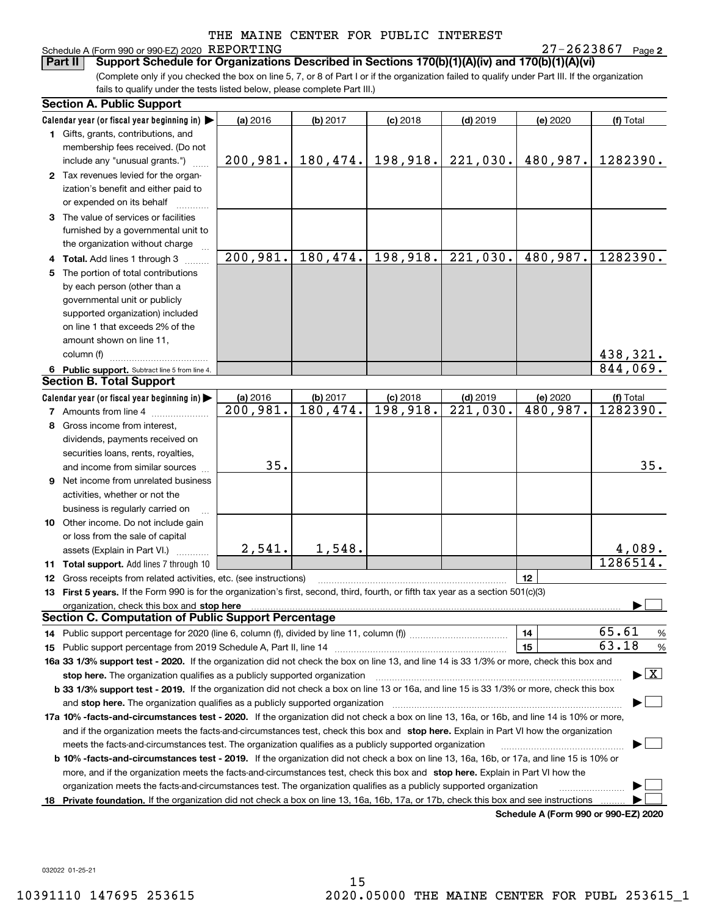THE MAINE CENTER FOR PUBLIC INTEREST

Schedule A (Form 990 or 990-EZ) 2020 REPORTING 27-2623867 Page 2

**Part II** **Support Schedule for Organizations Described in Sections 170(b)(1)(A)(iv) and 170(b)(1)(A)(vi)**

(Complete only if you checked the box on line 5, 7, or 8 of Part I or if the organization failed to qualify under Part III. If the organization fails to qualify under the tests listed below, please complete Part III.)

### Section A. Public Support

| Calendar year (or fiscal year beginning in) ▶ | (a) 2016 | (b) 2017 | (c) 2018 | (d) 2019 | (e) 2020 | (f) Total |
|---|---|---|---|---|---|---|
| **1** Gifts, grants, contributions, and membership fees received. (Do not include any "unusual grants.") | 200,981. | 180,474. | 198,918. | 221,030. | 480,987. | 1282390. |
| **2** Tax revenues levied for the organization's benefit and either paid to or expended on its behalf | | | | | | |
| **3** The value of services or facilities furnished by a governmental unit to the organization without charge | | | | | | |
| **4 Total.** Add lines 1 through 3 | 200,981. | 180,474. | 198,918. | 221,030. | 480,987. | 1282390. |
| **5** The portion of total contributions by each person (other than a governmental unit or publicly supported organization) included on line 1 that exceeds 2% of the amount shown on line 11, column (f) | | | | | | 438,321. |
| **6 Public support.** Subtract line 5 from line 4. | | | | | | 844,069. |

### Section B. Total Support

| Calendar year (or fiscal year beginning in) ▶ | (a) 2016 | (b) 2017 | (c) 2018 | (d) 2019 | (e) 2020 | (f) Total |
|---|---|---|---|---|---|---|
| **7** Amounts from line 4 | 200,981. | 180,474. | 198,918. | 221,030. | 480,987. | 1282390. |
| **8** Gross income from interest, dividends, payments received on securities loans, rents, royalties, and income from similar sources | 35. | | | | | 35. |
| **9** Net income from unrelated business activities, whether or not the business is regularly carried on | | | | | | |
| **10** Other income. Do not include gain or loss from the sale of capital assets (Explain in Part VI.) | 2,541. | 1,548. | | | | 4,089. |
| **11 Total support.** Add lines 7 through 10 | | | | | | 1286514. |

**12** Gross receipts from related activities, etc. (see instructions) | **12** |

**13 First 5 years.** If the Form 990 is for the organization's first, second, third, fourth, or fifth tax year as a section 501(c)(3) organization, check this box and **stop here** ▶ ☐

### Section C. Computation of Public Support Percentage

**14** Public support percentage for 2020 (line 6, column (f), divided by line 11, column (f)) | **14** | 65.61 %

**15** Public support percentage from 2019 Schedule A, Part II, line 14 | **15** | 63.18 %

**16a 33 1/3% support test - 2020.** If the organization did not check the box on line 13, and line 14 is 33 1/3% or more, check this box and **stop here.** The organization qualifies as a publicly supported organization ▶ ☒

**b 33 1/3% support test - 2019.** If the organization did not check a box on line 13 or 16a, and line 15 is 33 1/3% or more, check this box and **stop here.** The organization qualifies as a publicly supported organization ▶ ☐

**17a 10% -facts-and-circumstances test - 2020.** If the organization did not check a box on line 13, 16a, or 16b, and line 14 is 10% or more, and if the organization meets the facts-and-circumstances test, check this box and **stop here.** Explain in Part VI how the organization meets the facts-and-circumstances test. The organization qualifies as a publicly supported organization ▶ ☐

**b 10% -facts-and-circumstances test - 2019.** If the organization did not check a box on line 13, 16a, 16b, or 17a, and line 15 is 10% or more, and if the organization meets the facts-and-circumstances test, check this box and **stop here.** Explain in Part VI how the organization meets the facts-and-circumstances test. The organization qualifies as a publicly supported organization ▶ ☐

**18 Private foundation.** If the organization did not check a box on line 13, 16a, 16b, 17a, or 17b, check this box and see instructions ▶ ☐

**Schedule A (Form 990 or 990-EZ) 2020**

032022 01-25-21

10391110 147695 253615 2020.05000 THE MAINE CENTER FOR PUBL 253615_1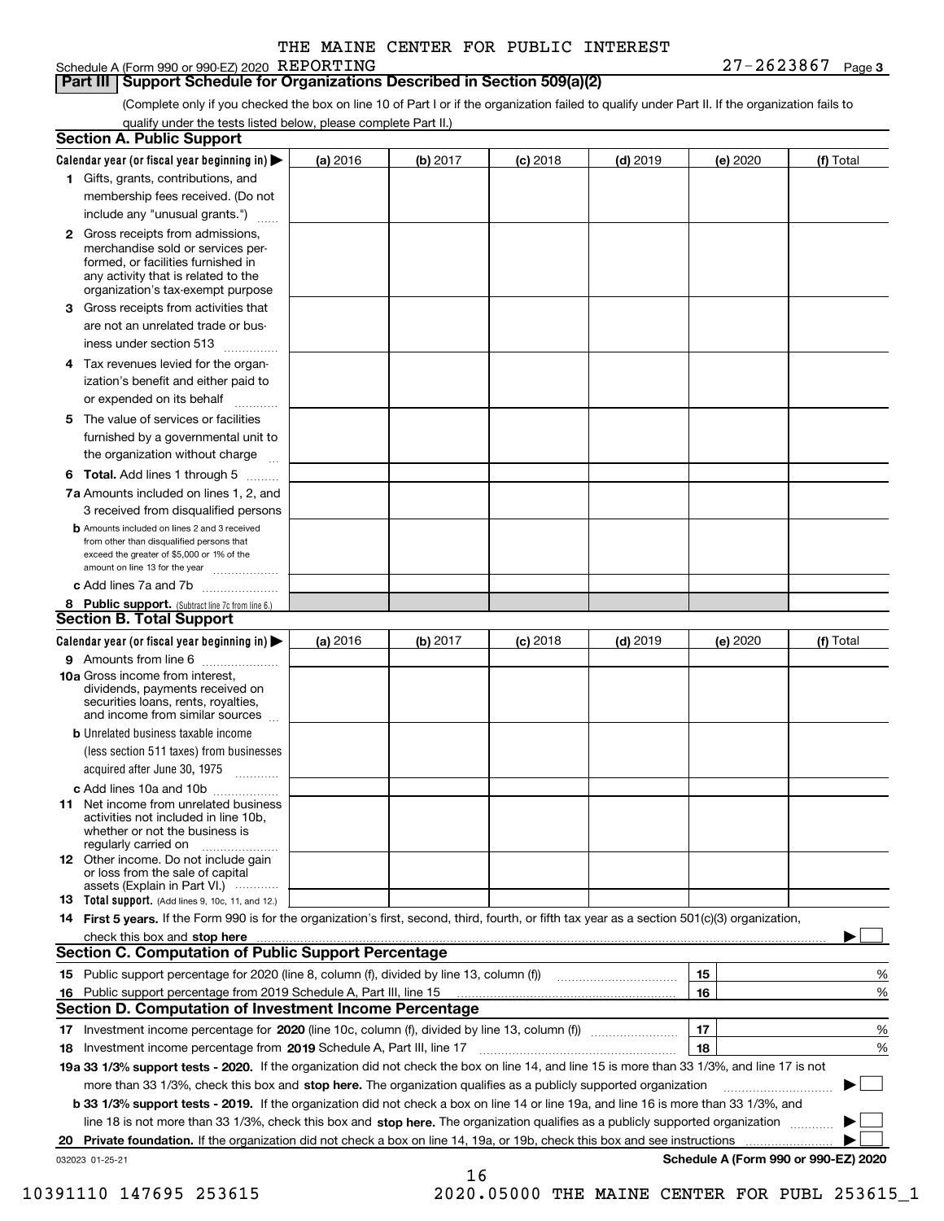Schedule A (Form 990 or 990-EZ) 2020 THE MAINE CENTER FOR PUBLIC INTEREST REPORTING 27-2623867 Page 3

## Part III Support Schedule for Organizations Described in Section 509(a)(2)

(Complete only if you checked the box on line 10 of Part I or if the organization failed to qualify under Part II. If the organization fails to qualify under the tests listed below, please complete Part II.)

### Section A. Public Support

| Calendar year (or fiscal year beginning in) ▶ | (a) 2016 | (b) 2017 | (c) 2018 | (d) 2019 | (e) 2020 | (f) Total |
|---|---|---|---|---|---|---|
| **1** Gifts, grants, contributions, and membership fees received. (Do not include any "unusual grants.") | | | | | | |
| **2** Gross receipts from admissions, merchandise sold or services performed, or facilities furnished in any activity that is related to the organization's tax-exempt purpose | | | | | | |
| **3** Gross receipts from activities that are not an unrelated trade or business under section 513 | | | | | | |
| **4** Tax revenues levied for the organization's benefit and either paid to or expended on its behalf | | | | | | |
| **5** The value of services or facilities furnished by a governmental unit to the organization without charge | | | | | | |
| **6 Total.** Add lines 1 through 5 | | | | | | |
| **7a** Amounts included on lines 1, 2, and 3 received from disqualified persons | | | | | | |
| **b** Amounts included on lines 2 and 3 received from other than disqualified persons that exceed the greater of $5,000 or 1% of the amount on line 13 for the year | | | | | | |
| **c** Add lines 7a and 7b | | | | | | |
| **8 Public support.** (Subtract line 7c from line 6.) | | | | | | |

### Section B. Total Support

| Calendar year (or fiscal year beginning in) ▶ | (a) 2016 | (b) 2017 | (c) 2018 | (d) 2019 | (e) 2020 | (f) Total |
|---|---|---|---|---|---|---|
| **9** Amounts from line 6 | | | | | | |
| **10a** Gross income from interest, dividends, payments received on securities loans, rents, royalties, and income from similar sources | | | | | | |
| **b** Unrelated business taxable income (less section 511 taxes) from businesses acquired after June 30, 1975 | | | | | | |
| **c** Add lines 10a and 10b | | | | | | |
| **11** Net income from unrelated business activities not included in line 10b, whether or not the business is regularly carried on | | | | | | |
| **12** Other income. Do not include gain or loss from the sale of capital assets (Explain in Part VI.) | | | | | | |
| **13 Total support.** (Add lines 9, 10c, 11, and 12.) | | | | | | |

**14 First 5 years.** If the Form 990 is for the organization's first, second, third, fourth, or fifth tax year as a section 501(c)(3) organization, check this box and **stop here** ▶ ☐

### Section C. Computation of Public Support Percentage

| | | | |
|---|---|---|---|
| **15** Public support percentage for 2020 (line 8, column (f), divided by line 13, column (f)) | 15 | | % |
| **16** Public support percentage from 2019 Schedule A, Part III, line 15 | 16 | | % |

### Section D. Computation of Investment Income Percentage

| | | | |
|---|---|---|---|
| **17** Investment income percentage for **2020** (line 10c, column (f), divided by line 13, column (f)) | 17 | | % |
| **18** Investment income percentage from **2019** Schedule A, Part III, line 17 | 18 | | % |

**19a 33 1/3% support tests - 2020.** If the organization did not check the box on line 14, and line 15 is more than 33 1/3%, and line 17 is not more than 33 1/3%, check this box and **stop here.** The organization qualifies as a publicly supported organization ▶ ☐

**b 33 1/3% support tests - 2019.** If the organization did not check a box on line 14 or line 19a, and line 16 is more than 33 1/3%, and line 18 is not more than 33 1/3%, check this box and **stop here.** The organization qualifies as a publicly supported organization ▶ ☐

**20 Private foundation.** If the organization did not check a box on line 14, 19a, or 19b, check this box and see instructions ▶ ☐

032023 01-25-21 **Schedule A (Form 990 or 990-EZ) 2020**

10391110 147695 253615 2020.05000 THE MAINE CENTER FOR PUBL 253615_1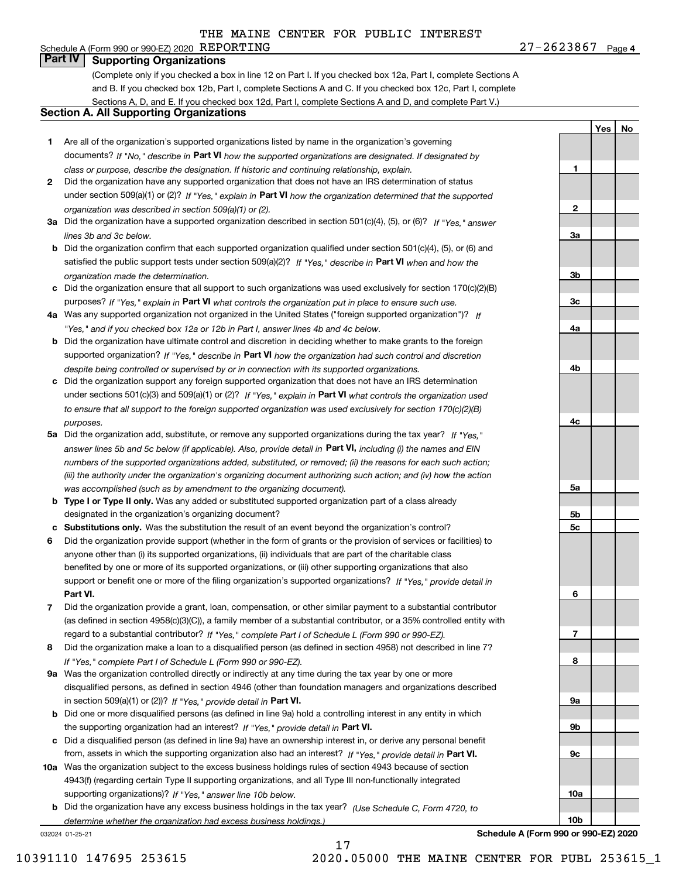THE MAINE CENTER FOR PUBLIC INTEREST REPORTING

Schedule A (Form 990 or 990-EZ) 2020 27-2623867 Page 4

## Part IV Supporting Organizations

(Complete only if you checked a box in line 12 on Part I. If you checked box 12a, Part I, complete Sections A and B. If you checked box 12b, Part I, complete Sections A and C. If you checked box 12c, Part I, complete Sections A, D, and E. If you checked box 12d, Part I, complete Sections A and D, and complete Part V.)

### Section A. All Supporting Organizations

| | | | Yes | No |
|---|---|---|---|---|
| **1** | Are all of the organization's supported organizations listed by name in the organization's governing documents? *If "No," describe in* **Part VI** *how the supported organizations are designated. If designated by class or purpose, describe the designation. If historic and continuing relationship, explain.* | 1 | | |
| **2** | Did the organization have any supported organization that does not have an IRS determination of status under section 509(a)(1) or (2)? *If "Yes," explain in* **Part VI** *how the organization determined that the supported organization was described in section 509(a)(1) or (2).* | 2 | | |
| **3a** | Did the organization have a supported organization described in section 501(c)(4), (5), or (6)? *If "Yes," answer lines 3b and 3c below.* | 3a | | |
| **b** | Did the organization confirm that each supported organization qualified under section 501(c)(4), (5), or (6) and satisfied the public support tests under section 509(a)(2)? *If "Yes," describe in* **Part VI** *when and how the organization made the determination.* | 3b | | |
| **c** | Did the organization ensure that all support to such organizations was used exclusively for section 170(c)(2)(B) purposes? *If "Yes," explain in* **Part VI** *what controls the organization put in place to ensure such use.* | 3c | | |
| **4a** | Was any supported organization not organized in the United States ("foreign supported organization")? *If "Yes," and if you checked box 12a or 12b in Part I, answer lines 4b and 4c below.* | 4a | | |
| **b** | Did the organization have ultimate control and discretion in deciding whether to make grants to the foreign supported organization? *If "Yes," describe in* **Part VI** *how the organization had such control and discretion despite being controlled or supervised by or in connection with its supported organizations.* | 4b | | |
| **c** | Did the organization support any foreign supported organization that does not have an IRS determination under sections 501(c)(3) and 509(a)(1) or (2)? *If "Yes," explain in* **Part VI** *what controls the organization used to ensure that all support to the foreign supported organization was used exclusively for section 170(c)(2)(B) purposes.* | 4c | | |
| **5a** | Did the organization add, substitute, or remove any supported organizations during the tax year? *If "Yes," answer lines 5b and 5c below (if applicable). Also, provide detail in* **Part VI,** *including (i) the names and EIN numbers of the supported organizations added, substituted, or removed; (ii) the reasons for each such action; (iii) the authority under the organization's organizing document authorizing such action; and (iv) how the action was accomplished (such as by amendment to the organizing document).* | 5a | | |
| **b** | **Type I or Type II only.** Was any added or substituted supported organization part of a class already designated in the organization's organizing document? | 5b | | |
| **c** | **Substitutions only.** Was the substitution the result of an event beyond the organization's control? | 5c | | |
| **6** | Did the organization provide support (whether in the form of grants or the provision of services or facilities) to anyone other than (i) its supported organizations, (ii) individuals that are part of the charitable class benefited by one or more of its supported organizations, or (iii) other supporting organizations that also support or benefit one or more of the filing organization's supported organizations? *If "Yes," provide detail in* **Part VI.** | 6 | | |
| **7** | Did the organization provide a grant, loan, compensation, or other similar payment to a substantial contributor (as defined in section 4958(c)(3)(C)), a family member of a substantial contributor, or a 35% controlled entity with regard to a substantial contributor? *If "Yes," complete Part I of Schedule L (Form 990 or 990-EZ).* | 7 | | |
| **8** | Did the organization make a loan to a disqualified person (as defined in section 4958) not described in line 7? *If "Yes," complete Part I of Schedule L (Form 990 or 990-EZ).* | 8 | | |
| **9a** | Was the organization controlled directly or indirectly at any time during the tax year by one or more disqualified persons, as defined in section 4946 (other than foundation managers and organizations described in section 509(a)(1) or (2))? *If "Yes," provide detail in* **Part VI.** | 9a | | |
| **b** | Did one or more disqualified persons (as defined in line 9a) hold a controlling interest in any entity in which the supporting organization had an interest? *If "Yes," provide detail in* **Part VI.** | 9b | | |
| **c** | Did a disqualified person (as defined in line 9a) have an ownership interest in, or derive any personal benefit from, assets in which the supporting organization also had an interest? *If "Yes," provide detail in* **Part VI.** | 9c | | |
| **10a** | Was the organization subject to the excess business holdings rules of section 4943 because of section 4943(f) (regarding certain Type II supporting organizations, and all Type III non-functionally integrated supporting organizations)? *If "Yes," answer line 10b below.* | 10a | | |
| **b** | Did the organization have any excess business holdings in the tax year? *(Use Schedule C, Form 4720, to determine whether the organization had excess business holdings.)* | 10b | | |

032024 01-25-21 **Schedule A (Form 990 or 990-EZ) 2020**

10391110 147695 253615 2020.05000 THE MAINE CENTER FOR PUBL 253615_1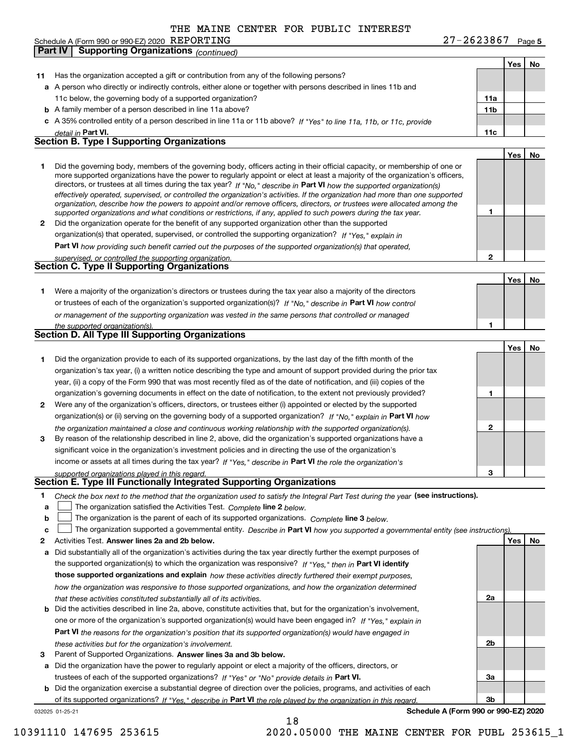THE MAINE CENTER FOR PUBLIC INTEREST

Schedule A (Form 990 or 990-EZ) 2020 REPORTING 27-2623867 Page 5

**Part IV Supporting Organizations** *(continued)*

| | | | Yes | No |
|---|---|---|---|---|
| **11** | Has the organization accepted a gift or contribution from any of the following persons? | | | |
| **a** | A person who directly or indirectly controls, either alone or together with persons described in lines 11b and 11c below, the governing body of a supported organization? | **11a** | | |
| **b** | A family member of a person described in line 11a above? | **11b** | | |
| **c** | A 35% controlled entity of a person described in line 11a or 11b above? *If "Yes" to line 11a, 11b, or 11c, provide detail in* **Part VI.** | **11c** | | |

## Section B. Type I Supporting Organizations

| | | | Yes | No |
|---|---|---|---|---|
| **1** | Did the governing body, members of the governing body, officers acting in their official capacity, or membership of one or more supported organizations have the power to regularly appoint or elect at least a majority of the organization's officers, directors, or trustees at all times during the tax year? *If "No," describe in* **Part VI** *how the supported organization(s) effectively operated, supervised, or controlled the organization's activities. If the organization had more than one supported organization, describe how the powers to appoint and/or remove officers, directors, or trustees were allocated among the supported organizations and what conditions or restrictions, if any, applied to such powers during the tax year.* | **1** | | |
| **2** | Did the organization operate for the benefit of any supported organization other than the supported organization(s) that operated, supervised, or controlled the supporting organization? *If "Yes," explain in* **Part VI** *how providing such benefit carried out the purposes of the supported organization(s) that operated, supervised, or controlled the supporting organization.* | **2** | | |

## Section C. Type II Supporting Organizations

| | | | Yes | No |
|---|---|---|---|---|
| **1** | Were a majority of the organization's directors or trustees during the tax year also a majority of the directors or trustees of each of the organization's supported organization(s)? *If "No," describe in* **Part VI** *how control or management of the supporting organization was vested in the same persons that controlled or managed the supported organization(s).* | **1** | | |

## Section D. All Type III Supporting Organizations

| | | | Yes | No |
|---|---|---|---|---|
| **1** | Did the organization provide to each of its supported organizations, by the last day of the fifth month of the organization's tax year, (i) a written notice describing the type and amount of support provided during the prior tax year, (ii) a copy of the Form 990 that was most recently filed as of the date of notification, and (iii) copies of the organization's governing documents in effect on the date of notification, to the extent not previously provided? | **1** | | |
| **2** | Were any of the organization's officers, directors, or trustees either (i) appointed or elected by the supported organization(s) or (ii) serving on the governing body of a supported organization? *If "No," explain in* **Part VI** *how the organization maintained a close and continuous working relationship with the supported organization(s).* | **2** | | |
| **3** | By reason of the relationship described in line 2, above, did the organization's supported organizations have a significant voice in the organization's investment policies and in directing the use of the organization's income or assets at all times during the tax year? *If "Yes," describe in* **Part VI** *the role the organization's supported organizations played in this regard.* | **3** | | |

## Section E. Type III Functionally Integrated Supporting Organizations

**1** *Check the box next to the method that the organization used to satisfy the Integral Part Test during the year* **(see instructions).**

**a** ☐ The organization satisfied the Activities Test. *Complete* **line 2** *below.*

**b** ☐ The organization is the parent of each of its supported organizations. *Complete* **line 3** *below.*

**c** ☐ The organization supported a governmental entity. *Describe in* **Part VI** *how you supported a governmental entity (see instructions).*

| | | | Yes | No |
|---|---|---|---|---|
| **2** | Activities Test. **Answer lines 2a and 2b below.** | | | |
| **a** | Did substantially all of the organization's activities during the tax year directly further the exempt purposes of the supported organization(s) to which the organization was responsive? *If "Yes," then in* **Part VI identify those supported organizations and explain** *how these activities directly furthered their exempt purposes, how the organization was responsive to those supported organizations, and how the organization determined that these activities constituted substantially all of its activities.* | **2a** | | |
| **b** | Did the activities described in line 2a, above, constitute activities that, but for the organization's involvement, one or more of the organization's supported organization(s) would have been engaged in? *If "Yes," explain in* **Part VI** *the reasons for the organization's position that its supported organization(s) would have engaged in these activities but for the organization's involvement.* | **2b** | | |
| **3** | Parent of Supported Organizations. **Answer lines 3a and 3b below.** | | | |
| **a** | Did the organization have the power to regularly appoint or elect a majority of the officers, directors, or trustees of each of the supported organizations? *If "Yes" or "No" provide details in* **Part VI.** | **3a** | | |
| **b** | Did the organization exercise a substantial degree of direction over the policies, programs, and activities of each of its supported organizations? *If "Yes," describe in* **Part VI** *the role played by the organization in this regard.* | **3b** | | |

032025 01-25-21 **Schedule A (Form 990 or 990-EZ) 2020**

10391110 147695 253615 2020.05000 THE MAINE CENTER FOR PUBL 253615_1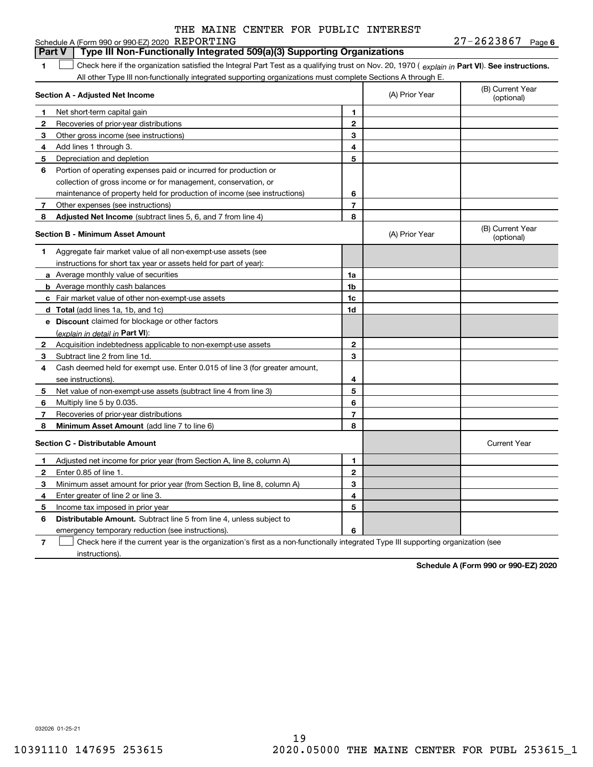THE MAINE CENTER FOR PUBLIC INTEREST

Schedule A (Form 990 or 990-EZ) 2020 REPORTING 27-2623867 Page 6

**Part V | Type III Non-Functionally Integrated 509(a)(3) Supporting Organizations**

1 ☐ Check here if the organization satisfied the Integral Part Test as a qualifying trust on Nov. 20, 1970 ( *explain in* **Part VI**). **See instructions.** All other Type III non-functionally integrated supporting organizations must complete Sections A through E.

| **Section A - Adjusted Net Income** | | | (A) Prior Year | (B) Current Year (optional) |
|---|---|---|---|---|
| 1 | Net short-term capital gain | 1 | | |
| 2 | Recoveries of prior-year distributions | 2 | | |
| 3 | Other gross income (see instructions) | 3 | | |
| 4 | Add lines 1 through 3. | 4 | | |
| 5 | Depreciation and depletion | 5 | | |
| 6 | Portion of operating expenses paid or incurred for production or collection of gross income or for management, conservation, or maintenance of property held for production of income (see instructions) | 6 | | |
| 7 | Other expenses (see instructions) | 7 | | |
| 8 | **Adjusted Net Income** (subtract lines 5, 6, and 7 from line 4) | 8 | | |

| **Section B - Minimum Asset Amount** | | | (A) Prior Year | (B) Current Year (optional) |
|---|---|---|---|---|
| 1 | Aggregate fair market value of all non-exempt-use assets (see instructions for short tax year or assets held for part of year): | | | |
| a | Average monthly value of securities | 1a | | |
| b | Average monthly cash balances | 1b | | |
| c | Fair market value of other non-exempt-use assets | 1c | | |
| d | **Total** (add lines 1a, 1b, and 1c) | 1d | | |
| e | **Discount** claimed for blockage or other factors (*explain in detail in* **Part VI**): | | | |
| 2 | Acquisition indebtedness applicable to non-exempt-use assets | 2 | | |
| 3 | Subtract line 2 from line 1d. | 3 | | |
| 4 | Cash deemed held for exempt use. Enter 0.015 of line 3 (for greater amount, see instructions). | 4 | | |
| 5 | Net value of non-exempt-use assets (subtract line 4 from line 3) | 5 | | |
| 6 | Multiply line 5 by 0.035. | 6 | | |
| 7 | Recoveries of prior-year distributions | 7 | | |
| 8 | **Minimum Asset Amount** (add line 7 to line 6) | 8 | | |

| **Section C - Distributable Amount** | | | | Current Year |
|---|---|---|---|---|
| 1 | Adjusted net income for prior year (from Section A, line 8, column A) | 1 | | |
| 2 | Enter 0.85 of line 1. | 2 | | |
| 3 | Minimum asset amount for prior year (from Section B, line 8, column A) | 3 | | |
| 4 | Enter greater of line 2 or line 3. | 4 | | |
| 5 | Income tax imposed in prior year | 5 | | |
| 6 | **Distributable Amount.** Subtract line 5 from line 4, unless subject to emergency temporary reduction (see instructions). | 6 | | |

7 ☐ Check here if the current year is the organization's first as a non-functionally integrated Type III supporting organization (see instructions).

**Schedule A (Form 990 or 990-EZ) 2020**

032026 01-25-21

10391110 147695 253615 2020.05000 THE MAINE CENTER FOR PUBL 253615_1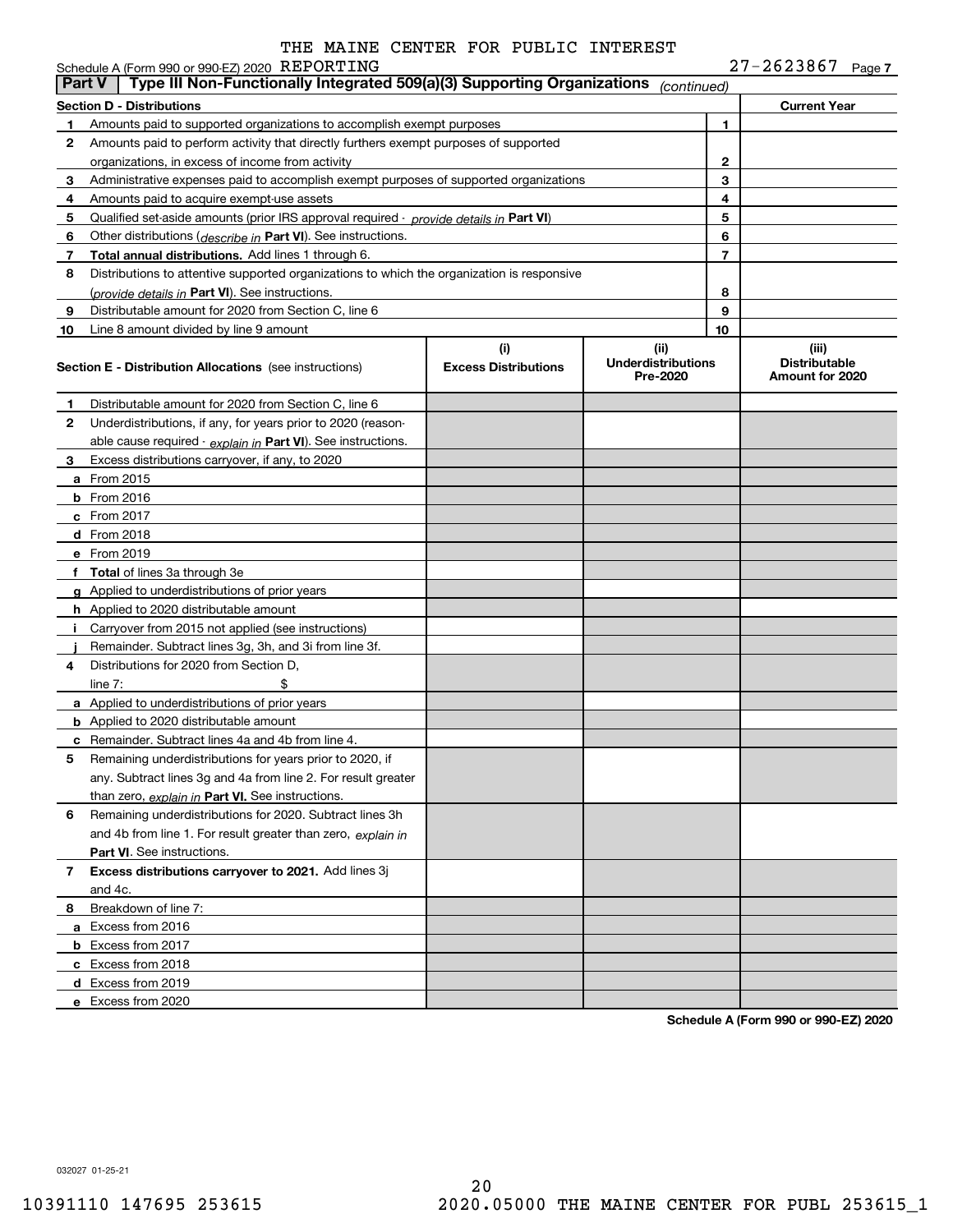THE MAINE CENTER FOR PUBLIC INTEREST

Schedule A (Form 990 or 990-EZ) 2020 REPORTING 27-2623867 Page 7

## Part V Type III Non-Functionally Integrated 509(a)(3) Supporting Organizations *(continued)*

| Section D - Distributions | | Current Year |
|---|---|---|
| 1 Amounts paid to supported organizations to accomplish exempt purposes | 1 | |
| 2 Amounts paid to perform activity that directly furthers exempt purposes of supported organizations, in excess of income from activity | 2 | |
| 3 Administrative expenses paid to accomplish exempt purposes of supported organizations | 3 | |
| 4 Amounts paid to acquire exempt-use assets | 4 | |
| 5 Qualified set-aside amounts (prior IRS approval required - *provide details in* **Part VI**) | 5 | |
| 6 Other distributions (*describe in* **Part VI**). See instructions. | 6 | |
| 7 **Total annual distributions.** Add lines 1 through 6. | 7 | |
| 8 Distributions to attentive supported organizations to which the organization is responsive (*provide details in* **Part VI**). See instructions. | 8 | |
| 9 Distributable amount for 2020 from Section C, line 6 | 9 | |
| 10 Line 8 amount divided by line 9 amount | 10 | |

| Section E - Distribution Allocations (see instructions) | (i) Excess Distributions | (ii) Underdistributions Pre-2020 | (iii) Distributable Amount for 2020 |
|---|---|---|---|
| 1 Distributable amount for 2020 from Section C, line 6 | | | |
| 2 Underdistributions, if any, for years prior to 2020 (reasonable cause required - *explain in* **Part VI**). See instructions. | | | |
| 3 Excess distributions carryover, if any, to 2020 | | | |
| a From 2015 | | | |
| b From 2016 | | | |
| c From 2017 | | | |
| d From 2018 | | | |
| e From 2019 | | | |
| f **Total** of lines 3a through 3e | | | |
| g Applied to underdistributions of prior years | | | |
| h Applied to 2020 distributable amount | | | |
| i Carryover from 2015 not applied (see instructions) | | | |
| j Remainder. Subtract lines 3g, 3h, and 3i from line 3f. | | | |
| 4 Distributions for 2020 from Section D, line 7: $ | | | |
| a Applied to underdistributions of prior years | | | |
| b Applied to 2020 distributable amount | | | |
| c Remainder. Subtract lines 4a and 4b from line 4. | | | |
| 5 Remaining underdistributions for years prior to 2020, if any. Subtract lines 3g and 4a from line 2. For result greater than zero, *explain in* **Part VI.** See instructions. | | | |
| 6 Remaining underdistributions for 2020. Subtract lines 3h and 4b from line 1. For result greater than zero, *explain in* **Part VI**. See instructions. | | | |
| 7 **Excess distributions carryover to 2021.** Add lines 3j and 4c. | | | |
| 8 Breakdown of line 7: | | | |
| a Excess from 2016 | | | |
| b Excess from 2017 | | | |
| c Excess from 2018 | | | |
| d Excess from 2019 | | | |
| e Excess from 2020 | | | |

**Schedule A (Form 990 or 990-EZ) 2020**

032027 01-25-21

10391110 147695 253615 2020.05000 THE MAINE CENTER FOR PUBL 253615_1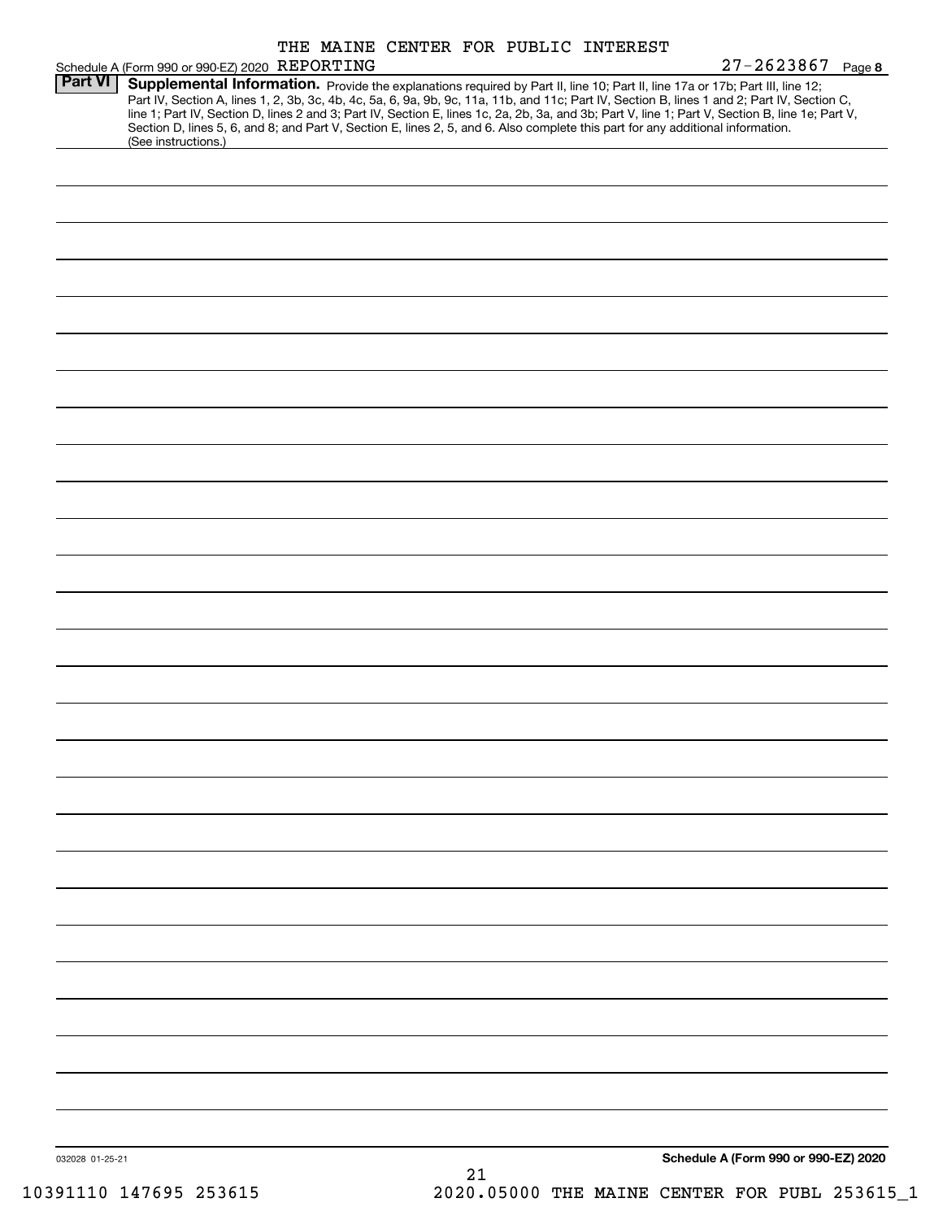THE MAINE CENTER FOR PUBLIC INTEREST
Schedule A (Form 990 or 990-EZ) 2020 REPORTING 27-2623867 Page **8**

**Part VI** **Supplemental Information.** Provide the explanations required by Part II, line 10; Part II, line 17a or 17b; Part III, line 12; Part IV, Section A, lines 1, 2, 3b, 3c, 4b, 4c, 5a, 6, 9a, 9b, 9c, 11a, 11b, and 11c; Part IV, Section B, lines 1 and 2; Part IV, Section C, line 1; Part IV, Section D, lines 2 and 3; Part IV, Section E, lines 1c, 2a, 2b, 3a, and 3b; Part V, line 1; Part V, Section B, line 1e; Part V, Section D, lines 5, 6, and 8; and Part V, Section E, lines 2, 5, and 6. Also complete this part for any additional information. (See instructions.)

032028 01-25-21 **Schedule A (Form 990 or 990-EZ) 2020**

10391110 147695 253615 2020.05000 THE MAINE CENTER FOR PUBL 253615_1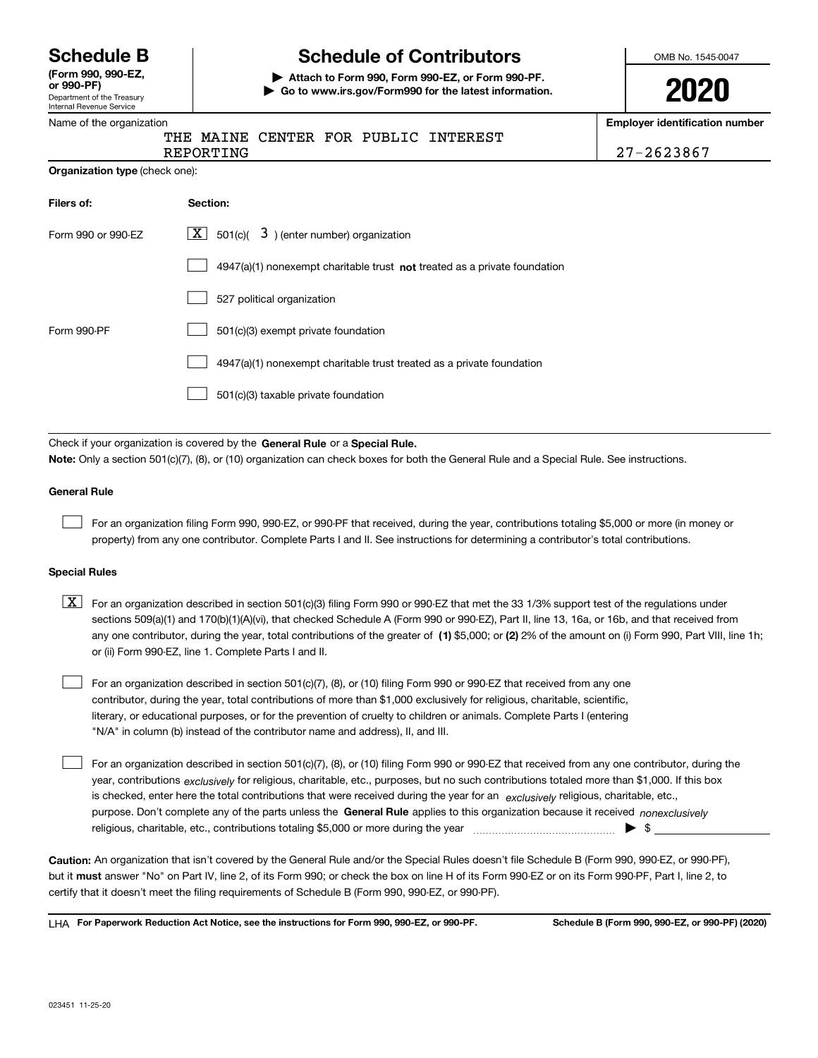# Schedule B

**(Form 990, 990-EZ, or 990-PF)**

Department of the Treasury
Internal Revenue Service

## Schedule of Contributors

▶ **Attach to Form 990, Form 990-EZ, or Form 990-PF.**
▶ **Go to www.irs.gov/Form990 for the latest information.**

OMB No. 1545-0047

**2020**

Name of the organization: THE MAINE CENTER FOR PUBLIC INTEREST REPORTING

**Employer identification number:** 27-2623867

**Organization type** (check one):

| Filers of: | Section: |
| --- | --- |
| Form 990 or 990-EZ | [X] 501(c)( 3 ) (enter number) organization |
| | [ ] 4947(a)(1) nonexempt charitable trust **not** treated as a private foundation |
| | [ ] 527 political organization |
| Form 990-PF | [ ] 501(c)(3) exempt private foundation |
| | [ ] 4947(a)(1) nonexempt charitable trust treated as a private foundation |
| | [ ] 501(c)(3) taxable private foundation |

Check if your organization is covered by the **General Rule** or a **Special Rule.**

**Note:** Only a section 501(c)(7), (8), or (10) organization can check boxes for both the General Rule and a Special Rule. See instructions.

### General Rule

[ ] For an organization filing Form 990, 990-EZ, or 990-PF that received, during the year, contributions totaling $5,000 or more (in money or property) from any one contributor. Complete Parts I and II. See instructions for determining a contributor's total contributions.

### Special Rules

[X] For an organization described in section 501(c)(3) filing Form 990 or 990-EZ that met the 33 1/3% support test of the regulations under sections 509(a)(1) and 170(b)(1)(A)(vi), that checked Schedule A (Form 990 or 990-EZ), Part II, line 13, 16a, or 16b, and that received from any one contributor, during the year, total contributions of the greater of **(1)** $5,000; or **(2)** 2% of the amount on (i) Form 990, Part VIII, line 1h; or (ii) Form 990-EZ, line 1. Complete Parts I and II.

[ ] For an organization described in section 501(c)(7), (8), or (10) filing Form 990 or 990-EZ that received from any one contributor, during the year, total contributions of more than $1,000 exclusively for religious, charitable, scientific, literary, or educational purposes, or for the prevention of cruelty to children or animals. Complete Parts I (entering "N/A" in column (b) instead of the contributor name and address), II, and III.

[ ] For an organization described in section 501(c)(7), (8), or (10) filing Form 990 or 990-EZ that received from any one contributor, during the year, contributions *exclusively* for religious, charitable, etc., purposes, but no such contributions totaled more than $1,000. If this box is checked, enter here the total contributions that were received during the year for an *exclusively* religious, charitable, etc., purpose. Don't complete any of the parts unless the **General Rule** applies to this organization because it received *nonexclusively* religious, charitable, etc., contributions totaling $5,000 or more during the year ▶ $ ____________

**Caution:** An organization that isn't covered by the General Rule and/or the Special Rules doesn't file Schedule B (Form 990, 990-EZ, or 990-PF), but it **must** answer "No" on Part IV, line 2, of its Form 990; or check the box on line H of its Form 990-EZ or on its Form 990-PF, Part I, line 2, to certify that it doesn't meet the filing requirements of Schedule B (Form 990, 990-EZ, or 990-PF).

LHA **For Paperwork Reduction Act Notice, see the instructions for Form 990, 990-EZ, or 990-PF.** **Schedule B (Form 990, 990-EZ, or 990-PF) (2020)**

023451 11-25-20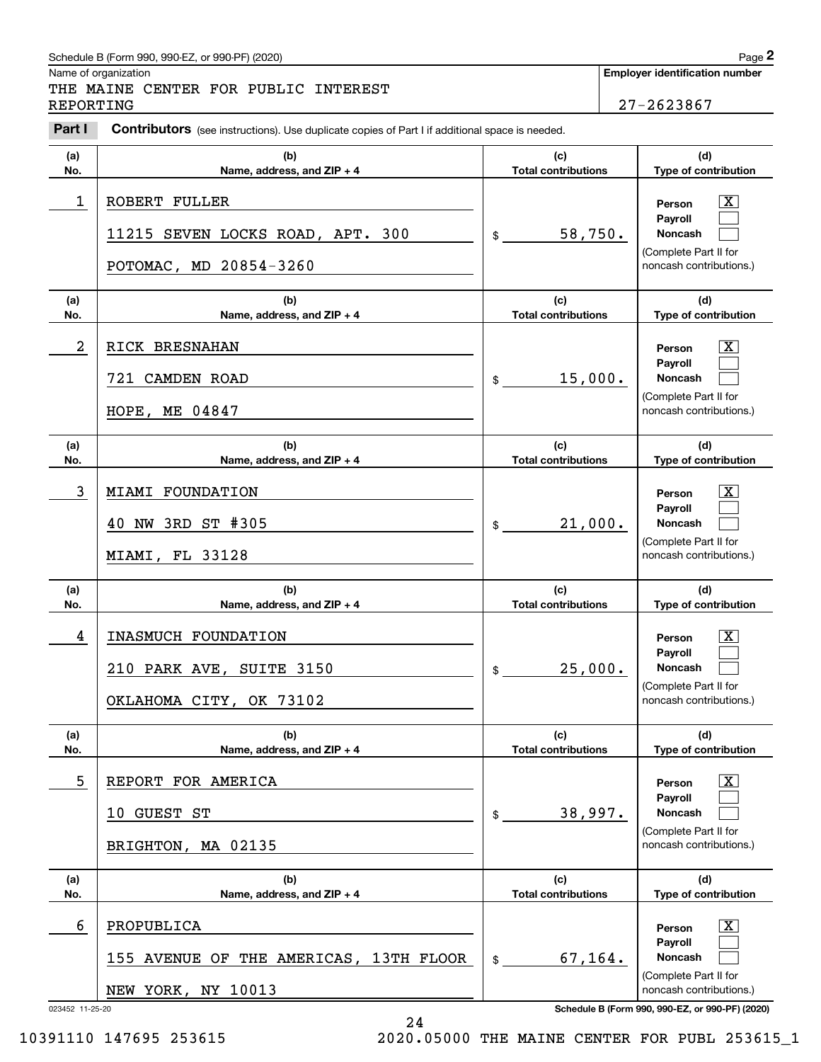Schedule B (Form 990, 990-EZ, or 990-PF) (2020)

Name of organization: THE MAINE CENTER FOR PUBLIC INTEREST REPORTING

**Employer identification number**: 27-2623867

**Part I — Contributors** (see instructions). Use duplicate copies of Part I if additional space is needed.

| (a) No. | (b) Name, address, and ZIP + 4 | (c) Total contributions | (d) Type of contribution |
|---|---|---|---|
| 1 | ROBERT FULLER<br>11215 SEVEN LOCKS ROAD, APT. 300<br>POTOMAC, MD 20854-3260 | $ 58,750. | Person [X]<br>Payroll [ ]<br>Noncash [ ]<br>(Complete Part II for noncash contributions.) |
| 2 | RICK BRESNAHAN<br>721 CAMDEN ROAD<br>HOPE, ME 04847 | $ 15,000. | Person [X]<br>Payroll [ ]<br>Noncash [ ]<br>(Complete Part II for noncash contributions.) |
| 3 | MIAMI FOUNDATION<br>40 NW 3RD ST #305<br>MIAMI, FL 33128 | $ 21,000. | Person [X]<br>Payroll [ ]<br>Noncash [ ]<br>(Complete Part II for noncash contributions.) |
| 4 | INASMUCH FOUNDATION<br>210 PARK AVE, SUITE 3150<br>OKLAHOMA CITY, OK 73102 | $ 25,000. | Person [X]<br>Payroll [ ]<br>Noncash [ ]<br>(Complete Part II for noncash contributions.) |
| 5 | REPORT FOR AMERICA<br>10 GUEST ST<br>BRIGHTON, MA 02135 | $ 38,997. | Person [X]<br>Payroll [ ]<br>Noncash [ ]<br>(Complete Part II for noncash contributions.) |
| 6 | PROPUBLICA<br>155 AVENUE OF THE AMERICAS, 13TH FLOOR<br>NEW YORK, NY 10013 | $ 67,164. | Person [X]<br>Payroll [ ]<br>Noncash [ ]<br>(Complete Part II for noncash contributions.) |

023452 11-25-20

Schedule B (Form 990, 990-EZ, or 990-PF) (2020)

10391110 147695 253615 2020.05000 THE MAINE CENTER FOR PUBL 253615_1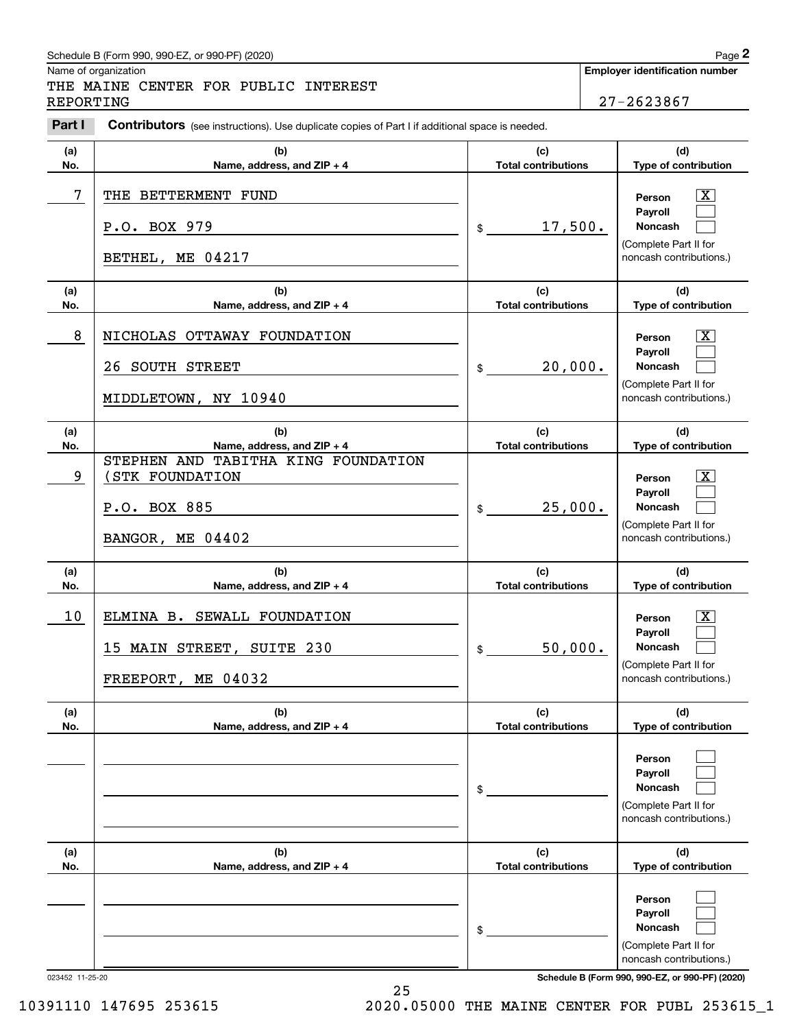Schedule B (Form 990, 990-EZ, or 990-PF) (2020)

Name of organization: THE MAINE CENTER FOR PUBLIC INTEREST REPORTING

**Employer identification number:** 27-2623867

**Part I** **Contributors** (see instructions). Use duplicate copies of Part I if additional space is needed.

| (a) No. | (b) Name, address, and ZIP + 4 | (c) Total contributions | (d) Type of contribution |
|---|---|---|---|
| 7 | THE BETTERMENT FUND<br>P.O. BOX 979<br>BETHEL, ME 04217 | $ 17,500. | Person [X]<br>Payroll [ ]<br>Noncash [ ]<br>(Complete Part II for noncash contributions.) |
| 8 | NICHOLAS OTTAWAY FOUNDATION<br>26 SOUTH STREET<br>MIDDLETOWN, NY 10940 | $ 20,000. | Person [X]<br>Payroll [ ]<br>Noncash [ ]<br>(Complete Part II for noncash contributions.) |
| 9 | STEPHEN AND TABITHA KING FOUNDATION (STK FOUNDATION<br>P.O. BOX 885<br>BANGOR, ME 04402 | $ 25,000. | Person [X]<br>Payroll [ ]<br>Noncash [ ]<br>(Complete Part II for noncash contributions.) |
| 10 | ELMINA B. SEWALL FOUNDATION<br>15 MAIN STREET, SUITE 230<br>FREEPORT, ME 04032 | $ 50,000. | Person [X]<br>Payroll [ ]<br>Noncash [ ]<br>(Complete Part II for noncash contributions.) |
| | | $ | Person [ ]<br>Payroll [ ]<br>Noncash [ ]<br>(Complete Part II for noncash contributions.) |
| | | $ | Person [ ]<br>Payroll [ ]<br>Noncash [ ]<br>(Complete Part II for noncash contributions.) |

023452 11-25-20

Schedule B (Form 990, 990-EZ, or 990-PF) (2020)

10391110 147695 253615 2020.05000 THE MAINE CENTER FOR PUBL 253615_1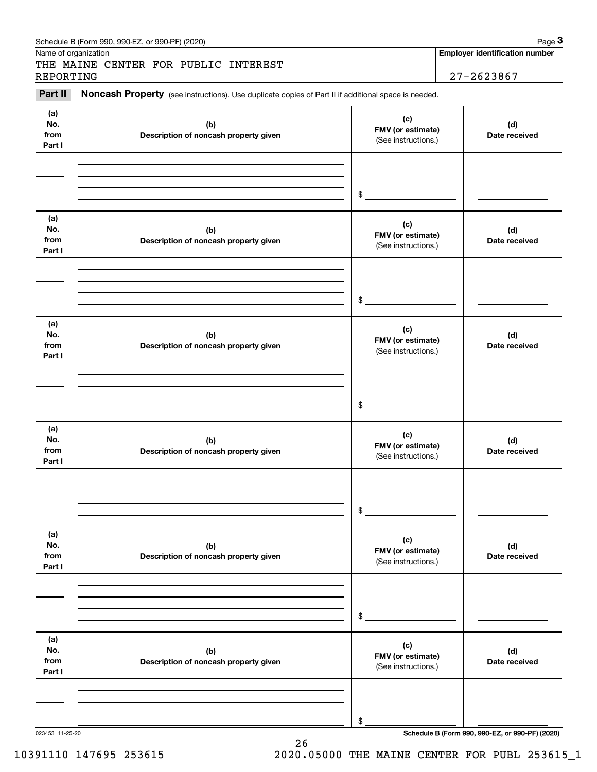Schedule B (Form 990, 990-EZ, or 990-PF) (2020)

Name of organization

THE MAINE CENTER FOR PUBLIC INTEREST REPORTING

**Employer identification number**

27-2623867

**Part II** **Noncash Property** (see instructions). Use duplicate copies of Part II if additional space is needed.

| (a) No. from Part I | (b) Description of noncash property given | (c) FMV (or estimate) (See instructions.) | (d) Date received |
|---|---|---|---|
| | | $ | |
| (a) No. from Part I | (b) Description of noncash property given | (c) FMV (or estimate) (See instructions.) | (d) Date received |
| | | $ | |
| (a) No. from Part I | (b) Description of noncash property given | (c) FMV (or estimate) (See instructions.) | (d) Date received |
| | | $ | |
| (a) No. from Part I | (b) Description of noncash property given | (c) FMV (or estimate) (See instructions.) | (d) Date received |
| | | $ | |
| (a) No. from Part I | (b) Description of noncash property given | (c) FMV (or estimate) (See instructions.) | (d) Date received |
| | | $ | |
| (a) No. from Part I | (b) Description of noncash property given | (c) FMV (or estimate) (See instructions.) | (d) Date received |
| | | $ | |

023453 11-25-20

**Schedule B (Form 990, 990-EZ, or 990-PF) (2020)**

10391110 147695 253615 2020.05000 THE MAINE CENTER FOR PUBL 253615_1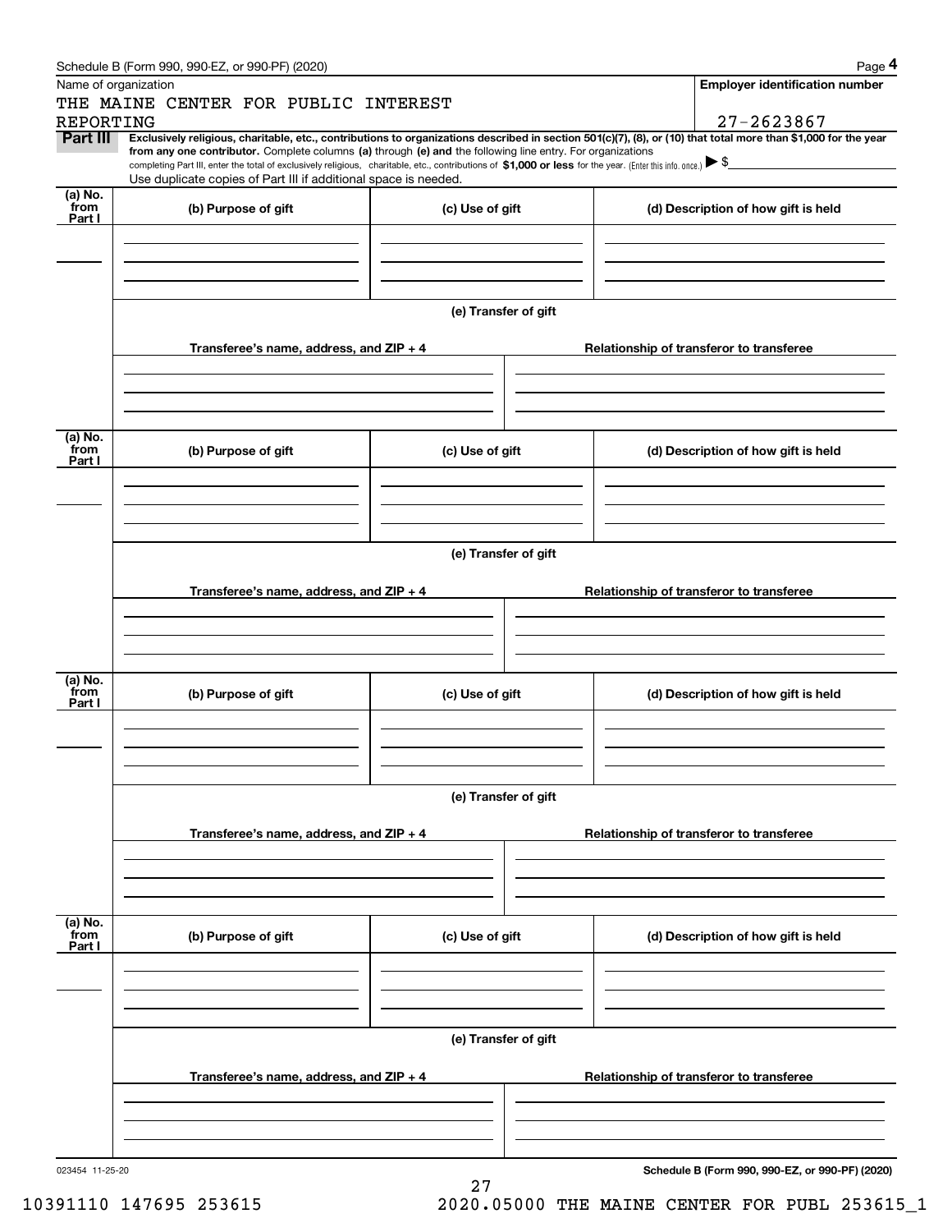Schedule B (Form 990, 990-EZ, or 990-PF) (2020) Page **4**

Name of organization

THE MAINE CENTER FOR PUBLIC INTEREST REPORTING

**Employer identification number**

27-2623867

**Part III** **Exclusively religious, charitable, etc., contributions to organizations described in section 501(c)(7), (8), or (10) that total more than $1,000 for the year from any one contributor.** Complete columns **(a)** through **(e) and** the following line entry. For organizations completing Part III, enter the total of exclusively religious, charitable, etc., contributions of **$1,000 or less** for the year. (Enter this info. once.) ▶ $

Use duplicate copies of Part III if additional space is needed.

| (a) No. from Part I | (b) Purpose of gift | (c) Use of gift | (d) Description of how gift is held |
|---|---|---|---|
| | | | |

**(e) Transfer of gift**

| Transferee's name, address, and ZIP + 4 | Relationship of transferor to transferee |
|---|---|
| | |

| (a) No. from Part I | (b) Purpose of gift | (c) Use of gift | (d) Description of how gift is held |
|---|---|---|---|
| | | | |

**(e) Transfer of gift**

| Transferee's name, address, and ZIP + 4 | Relationship of transferor to transferee |
|---|---|
| | |

| (a) No. from Part I | (b) Purpose of gift | (c) Use of gift | (d) Description of how gift is held |
|---|---|---|---|
| | | | |

**(e) Transfer of gift**

| Transferee's name, address, and ZIP + 4 | Relationship of transferor to transferee |
|---|---|
| | |

| (a) No. from Part I | (b) Purpose of gift | (c) Use of gift | (d) Description of how gift is held |
|---|---|---|---|
| | | | |

**(e) Transfer of gift**

| Transferee's name, address, and ZIP + 4 | Relationship of transferor to transferee |
|---|---|
| | |

023454 11-25-20

**Schedule B (Form 990, 990-EZ, or 990-PF) (2020)**

10391110 147695 253615 2020.05000 THE MAINE CENTER FOR PUBL 253615_1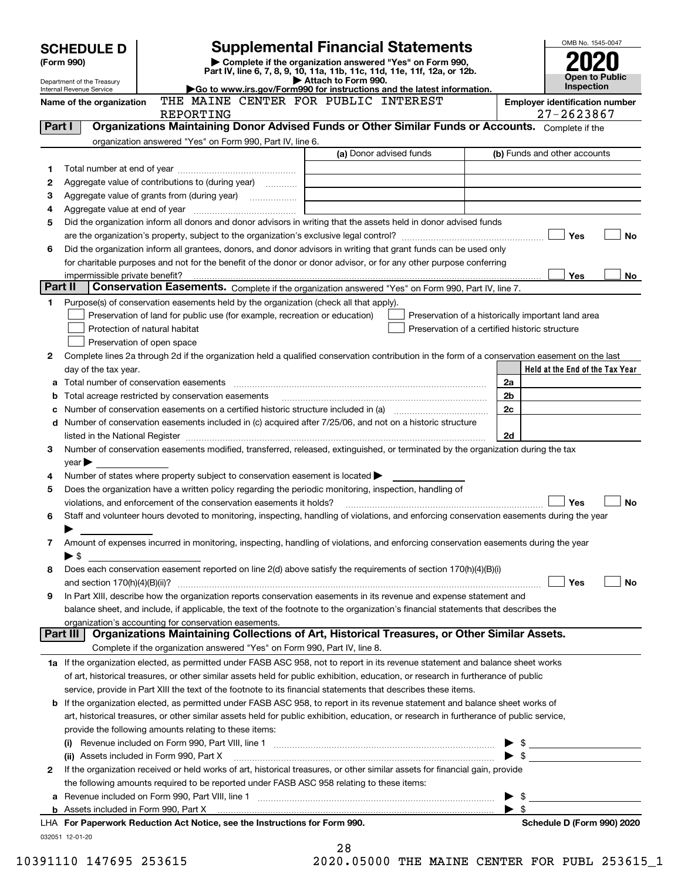# SCHEDULE D (Form 990)

Department of the Treasury
Internal Revenue Service

## Supplemental Financial Statements

▶ Complete if the organization answered "Yes" on Form 990, Part IV, line 6, 7, 8, 9, 10, 11a, 11b, 11c, 11d, 11e, 11f, 12a, or 12b.
▶ Attach to Form 990.
▶Go to www.irs.gov/Form990 for instructions and the latest information.

OMB No. 1545-0047

**2020**

**Open to Public Inspection**

Name of the organization: THE MAINE CENTER FOR PUBLIC INTEREST REPORTING

Employer identification number: 27-2623867

## Part I Organizations Maintaining Donor Advised Funds or Other Similar Funds or Accounts.

Complete if the organization answered "Yes" on Form 990, Part IV, line 6.

| | | (a) Donor advised funds | (b) Funds and other accounts |
|---|---|---|---|
| 1 | Total number at end of year | | |
| 2 | Aggregate value of contributions to (during year) | | |
| 3 | Aggregate value of grants from (during year) | | |
| 4 | Aggregate value at end of year | | |

5 Did the organization inform all donors and donor advisors in writing that the assets held in donor advised funds are the organization's property, subject to the organization's exclusive legal control? ☐ Yes ☐ No

6 Did the organization inform all grantees, donors, and donor advisors in writing that grant funds can be used only for charitable purposes and not for the benefit of the donor or donor advisor, or for any other purpose conferring impermissible private benefit? ☐ Yes ☐ No

## Part II Conservation Easements.

Complete if the organization answered "Yes" on Form 990, Part IV, line 7.

1 Purpose(s) of conservation easements held by the organization (check all that apply).

- ☐ Preservation of land for public use (for example, recreation or education)
- ☐ Protection of natural habitat
- ☐ Preservation of open space
- ☐ Preservation of a historically important land area
- ☐ Preservation of a certified historic structure

2 Complete lines 2a through 2d if the organization held a qualified conservation contribution in the form of a conservation easement on the last day of the tax year.

| | | | Held at the End of the Tax Year |
|---|---|---|---|
| a | Total number of conservation easements | 2a | |
| b | Total acreage restricted by conservation easements | 2b | |
| c | Number of conservation easements on a certified historic structure included in (a) | 2c | |
| d | Number of conservation easements included in (c) acquired after 7/25/06, and not on a historic structure listed in the National Register | 2d | |

3 Number of conservation easements modified, transferred, released, extinguished, or terminated by the organization during the tax year ▶

4 Number of states where property subject to conservation easement is located ▶

5 Does the organization have a written policy regarding the periodic monitoring, inspection, handling of violations, and enforcement of the conservation easements it holds? ☐ Yes ☐ No

6 Staff and volunteer hours devoted to monitoring, inspecting, handling of violations, and enforcing conservation easements during the year ▶

7 Amount of expenses incurred in monitoring, inspecting, handling of violations, and enforcing conservation easements during the year ▶ $

8 Does each conservation easement reported on line 2(d) above satisfy the requirements of section 170(h)(4)(B)(i) and section 170(h)(4)(B)(ii)? ☐ Yes ☐ No

9 In Part XIII, describe how the organization reports conservation easements in its revenue and expense statement and balance sheet, and include, if applicable, the text of the footnote to the organization's financial statements that describes the organization's accounting for conservation easements.

## Part III Organizations Maintaining Collections of Art, Historical Treasures, or Other Similar Assets.

Complete if the organization answered "Yes" on Form 990, Part IV, line 8.

1a If the organization elected, as permitted under FASB ASC 958, not to report in its revenue statement and balance sheet works of art, historical treasures, or other similar assets held for public exhibition, education, or research in furtherance of public service, provide in Part XIII the text of the footnote to its financial statements that describes these items.

b If the organization elected, as permitted under FASB ASC 958, to report in its revenue statement and balance sheet works of art, historical treasures, or other similar assets held for public exhibition, education, or research in furtherance of public service, provide the following amounts relating to these items:

(i) Revenue included on Form 990, Part VIII, line 1 ▶ $

(ii) Assets included in Form 990, Part X ▶ $

2 If the organization received or held works of art, historical treasures, or other similar assets for financial gain, provide the following amounts required to be reported under FASB ASC 958 relating to these items:

a Revenue included on Form 990, Part VIII, line 1 ▶ $

b Assets included in Form 990, Part X ▶ $

LHA For Paperwork Reduction Act Notice, see the Instructions for Form 990. Schedule D (Form 990) 2020

032051 12-01-20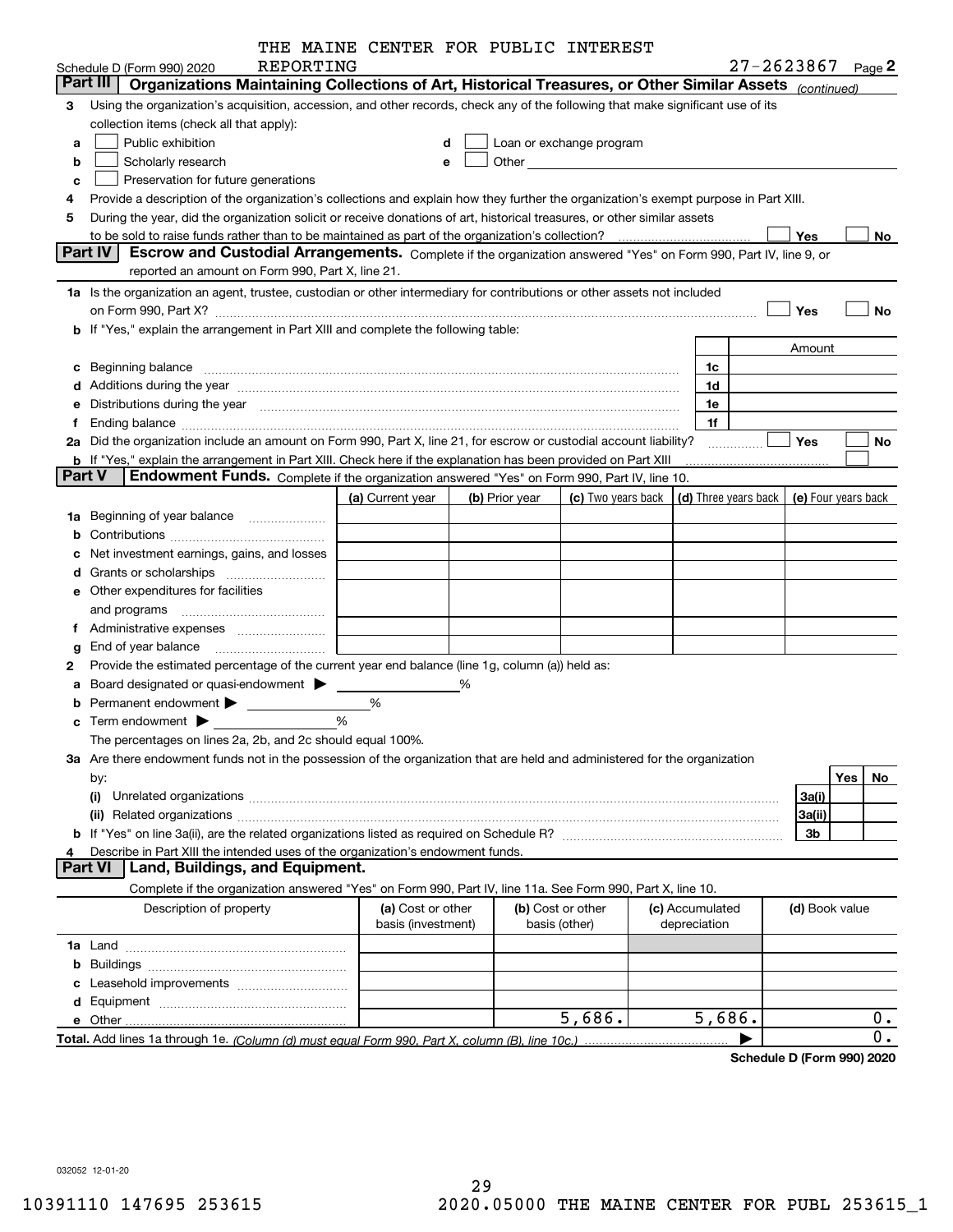THE MAINE CENTER FOR PUBLIC INTEREST REPORTING

Schedule D (Form 990) 2020 — 27-2623867 Page **2**

## Part III Organizations Maintaining Collections of Art, Historical Treasures, or Other Similar Assets *(continued)*

**3** Using the organization's acquisition, accession, and other records, check any of the following that make significant use of its collection items (check all that apply):

- **a** ☐ Public exhibition
- **b** ☐ Scholarly research
- **c** ☐ Preservation for future generations
- **d** ☐ Loan or exchange program
- **e** ☐ Other

**4** Provide a description of the organization's collections and explain how they further the organization's exempt purpose in Part XIII.

**5** During the year, did the organization solicit or receive donations of art, historical treasures, or other similar assets to be sold to raise funds rather than to be maintained as part of the organization's collection? ☐ Yes ☐ No

## Part IV Escrow and Custodial Arrangements.

Complete if the organization answered "Yes" on Form 990, Part IV, line 9, or reported an amount on Form 990, Part X, line 21.

**1a** Is the organization an agent, trustee, custodian or other intermediary for contributions or other assets not included on Form 990, Part X? ☐ Yes ☐ No

**b** If "Yes," explain the arrangement in Part XIII and complete the following table:

| | | Amount |
|---|---|---|
| **c** Beginning balance | 1c | |
| **d** Additions during the year | 1d | |
| **e** Distributions during the year | 1e | |
| **f** Ending balance | 1f | |

**2a** Did the organization include an amount on Form 990, Part X, line 21, for escrow or custodial account liability? ☐ Yes ☐ No

**b** If "Yes," explain the arrangement in Part XIII. Check here if the explanation has been provided on Part XIII ☐

## Part V Endowment Funds.

Complete if the organization answered "Yes" on Form 990, Part IV, line 10.

| | (a) Current year | (b) Prior year | (c) Two years back | (d) Three years back | (e) Four years back |
|---|---|---|---|---|---|
| **1a** Beginning of year balance | | | | | |
| **b** Contributions | | | | | |
| **c** Net investment earnings, gains, and losses | | | | | |
| **d** Grants or scholarships | | | | | |
| **e** Other expenditures for facilities and programs | | | | | |
| **f** Administrative expenses | | | | | |
| **g** End of year balance | | | | | |

**2** Provide the estimated percentage of the current year end balance (line 1g, column (a)) held as:

- **a** Board designated or quasi-endowment ▶ ____ %
- **b** Permanent endowment ▶ ____ %
- **c** Term endowment ▶ ____ %

The percentages on lines 2a, 2b, and 2c should equal 100%.

**3a** Are there endowment funds not in the possession of the organization that are held and administered for the organization by:

| | | Yes | No |
|---|---|---|---|
| **(i)** Unrelated organizations | 3a(i) | | |
| **(ii)** Related organizations | 3a(ii) | | |
| **b** If "Yes" on line 3a(ii), are the related organizations listed as required on Schedule R? | 3b | | |

**4** Describe in Part XIII the intended uses of the organization's endowment funds.

## Part VI Land, Buildings, and Equipment.

Complete if the organization answered "Yes" on Form 990, Part IV, line 11a. See Form 990, Part X, line 10.

| Description of property | (a) Cost or other basis (investment) | (b) Cost or other basis (other) | (c) Accumulated depreciation | (d) Book value |
|---|---|---|---|---|
| **1a** Land | | | | |
| **b** Buildings | | | | |
| **c** Leasehold improvements | | | | |
| **d** Equipment | | | | |
| **e** Other | | 5,686. | 5,686. | 0. |
| **Total.** Add lines 1a through 1e. *(Column (d) must equal Form 990, Part X, column (B), line 10c.)* | | | ▶ | 0. |

**Schedule D (Form 990) 2020**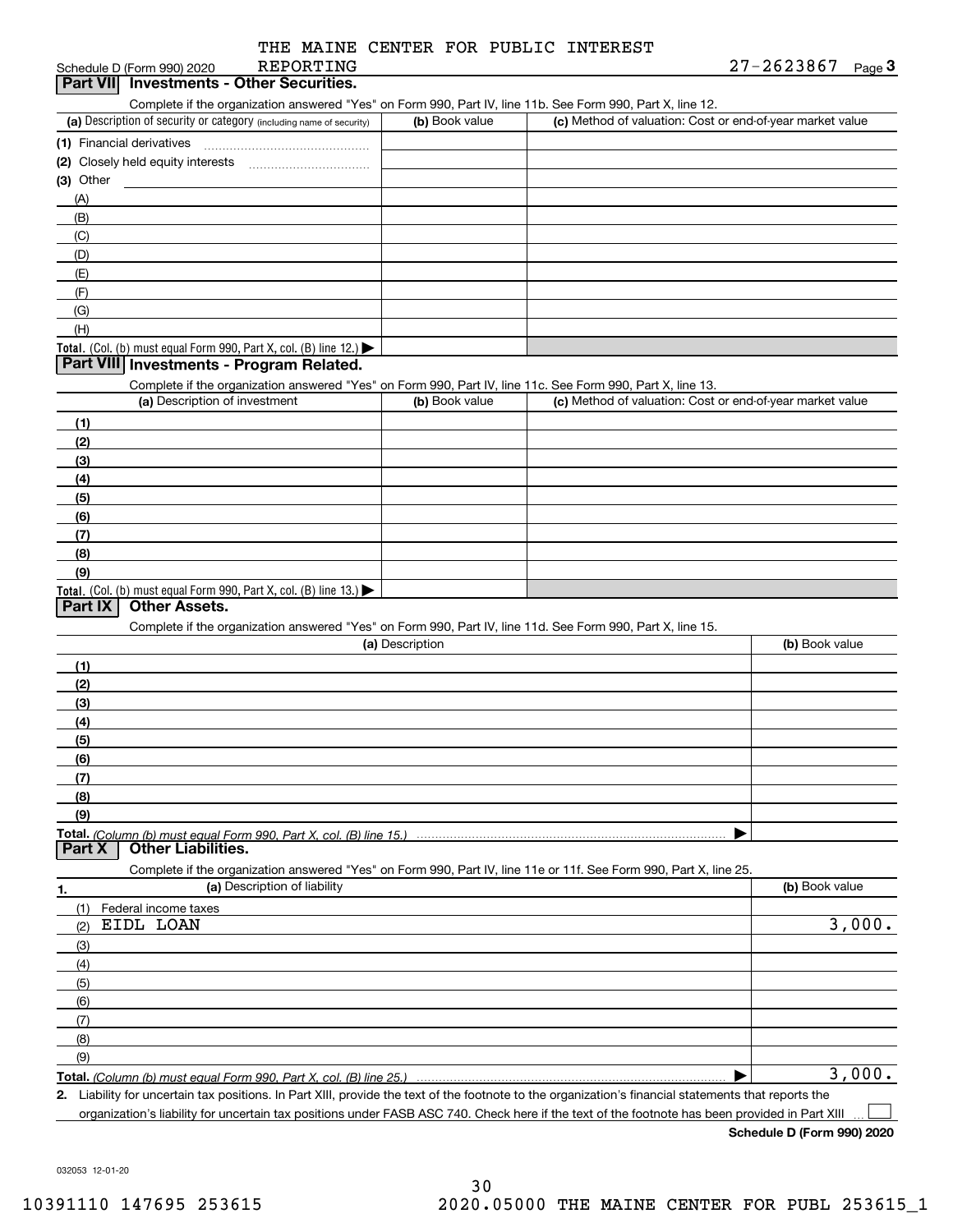THE MAINE CENTER FOR PUBLIC INTEREST REPORTING

Schedule D (Form 990) 2020 27-2623867 Page 3

## Part VII Investments - Other Securities.

Complete if the organization answered "Yes" on Form 990, Part IV, line 11b. See Form 990, Part X, line 12.

| (a) Description of security or category (including name of security) | (b) Book value | (c) Method of valuation: Cost or end-of-year market value |
|---|---|---|
| (1) Financial derivatives | | |
| (2) Closely held equity interests | | |
| (3) Other | | |
| (A) | | |
| (B) | | |
| (C) | | |
| (D) | | |
| (E) | | |
| (F) | | |
| (G) | | |
| (H) | | |
| **Total.** (Col. (b) must equal Form 990, Part X, col. (B) line 12.) ▶ | | |

## Part VIII Investments - Program Related.

Complete if the organization answered "Yes" on Form 990, Part IV, line 11c. See Form 990, Part X, line 13.

| (a) Description of investment | (b) Book value | (c) Method of valuation: Cost or end-of-year market value |
|---|---|---|
| (1) | | |
| (2) | | |
| (3) | | |
| (4) | | |
| (5) | | |
| (6) | | |
| (7) | | |
| (8) | | |
| (9) | | |
| **Total.** (Col. (b) must equal Form 990, Part X, col. (B) line 13.) ▶ | | |

## Part IX Other Assets.

Complete if the organization answered "Yes" on Form 990, Part IV, line 11d. See Form 990, Part X, line 15.

| (a) Description | (b) Book value |
|---|---|
| (1) | |
| (2) | |
| (3) | |
| (4) | |
| (5) | |
| (6) | |
| (7) | |
| (8) | |
| (9) | |
| **Total.** *(Column (b) must equal Form 990, Part X, col. (B) line 15.)* ▶ | |

## Part X Other Liabilities.

Complete if the organization answered "Yes" on Form 990, Part IV, line 11e or 11f. See Form 990, Part X, line 25.

| 1. (a) Description of liability | (b) Book value |
|---|---|
| (1) Federal income taxes | |
| (2) EIDL LOAN | 3,000. |
| (3) | |
| (4) | |
| (5) | |
| (6) | |
| (7) | |
| (8) | |
| (9) | |
| **Total.** *(Column (b) must equal Form 990, Part X, col. (B) line 25.)* ▶ | 3,000. |

**2.** Liability for uncertain tax positions. In Part XIII, provide the text of the footnote to the organization's financial statements that reports the organization's liability for uncertain tax positions under FASB ASC 740. Check here if the text of the footnote has been provided in Part XIII ☐

**Schedule D (Form 990) 2020**

032053 12-01-20

10391110 147695 253615 2020.05000 THE MAINE CENTER FOR PUBL 253615_1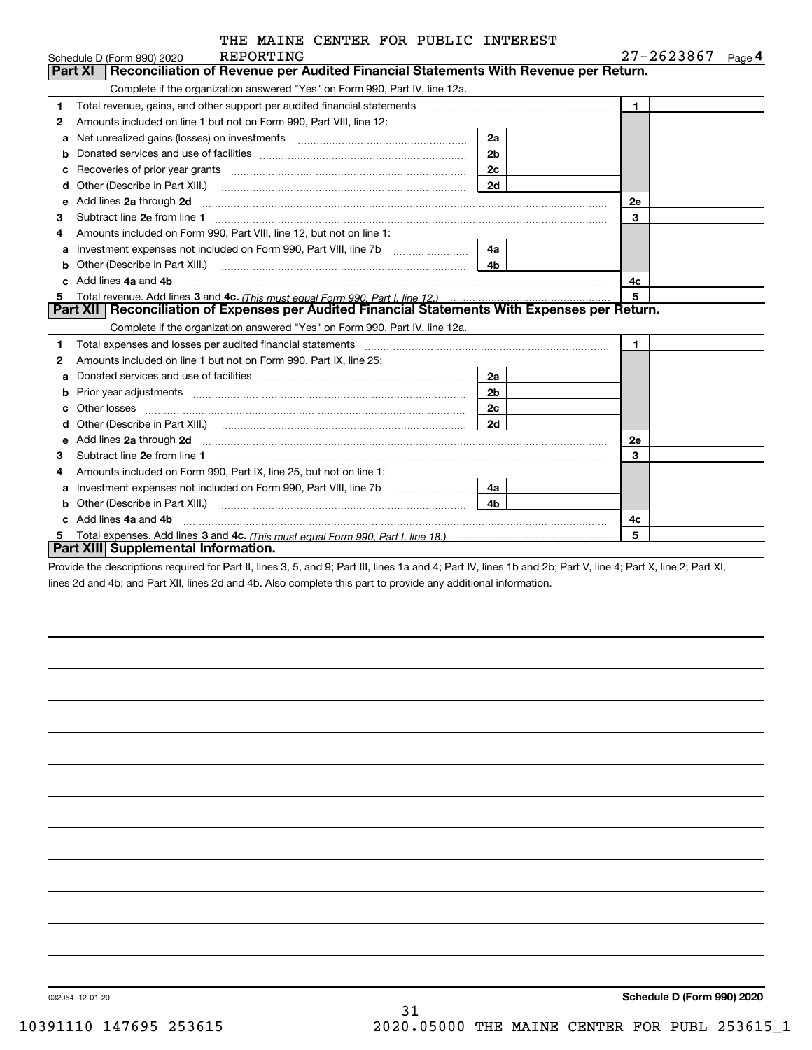THE MAINE CENTER FOR PUBLIC INTEREST REPORTING

Schedule D (Form 990) 2020 — 27-2623867 Page **4**

## Part XI Reconciliation of Revenue per Audited Financial Statements With Revenue per Return.

Complete if the organization answered "Yes" on Form 990, Part IV, line 12a.

| | | | | | |
|---|---|---|---|---|---|
| **1** | Total revenue, gains, and other support per audited financial statements | | | 1 | |
| **2** | Amounts included on line 1 but not on Form 990, Part VIII, line 12: | | | | |
| **a** | Net unrealized gains (losses) on investments | 2a | | | |
| **b** | Donated services and use of facilities | 2b | | | |
| **c** | Recoveries of prior year grants | 2c | | | |
| **d** | Other (Describe in Part XIII.) | 2d | | | |
| **e** | Add lines **2a** through **2d** | | | 2e | |
| **3** | Subtract line **2e** from line **1** | | | 3 | |
| **4** | Amounts included on Form 990, Part VIII, line 12, but not on line 1: | | | | |
| **a** | Investment expenses not included on Form 990, Part VIII, line 7b | 4a | | | |
| **b** | Other (Describe in Part XIII.) | 4b | | | |
| **c** | Add lines **4a** and **4b** | | | 4c | |
| **5** | Total revenue. Add lines **3** and **4c.** *(This must equal Form 990, Part I, line 12.)* | | | 5 | |

## Part XII Reconciliation of Expenses per Audited Financial Statements With Expenses per Return.

Complete if the organization answered "Yes" on Form 990, Part IV, line 12a.

| | | | | | |
|---|---|---|---|---|---|
| **1** | Total expenses and losses per audited financial statements | | | 1 | |
| **2** | Amounts included on line 1 but not on Form 990, Part IX, line 25: | | | | |
| **a** | Donated services and use of facilities | 2a | | | |
| **b** | Prior year adjustments | 2b | | | |
| **c** | Other losses | 2c | | | |
| **d** | Other (Describe in Part XIII.) | 2d | | | |
| **e** | Add lines **2a** through **2d** | | | 2e | |
| **3** | Subtract line **2e** from line **1** | | | 3 | |
| **4** | Amounts included on Form 990, Part IX, line 25, but not on line 1: | | | | |
| **a** | Investment expenses not included on Form 990, Part VIII, line 7b | 4a | | | |
| **b** | Other (Describe in Part XIII.) | 4b | | | |
| **c** | Add lines **4a** and **4b** | | | 4c | |
| **5** | Total expenses. Add lines **3** and **4c.** *(This must equal Form 990, Part I, line 18.)* | | | 5 | |

## Part XIII Supplemental Information.

Provide the descriptions required for Part II, lines 3, 5, and 9; Part III, lines 1a and 4; Part IV, lines 1b and 2b; Part V, line 4; Part X, line 2; Part XI, lines 2d and 4b; and Part XII, lines 2d and 4b. Also complete this part to provide any additional information.

032054 12-01-20

**Schedule D (Form 990) 2020**

10391110 147695 253615 2020.05000 THE MAINE CENTER FOR PUBL 253615_1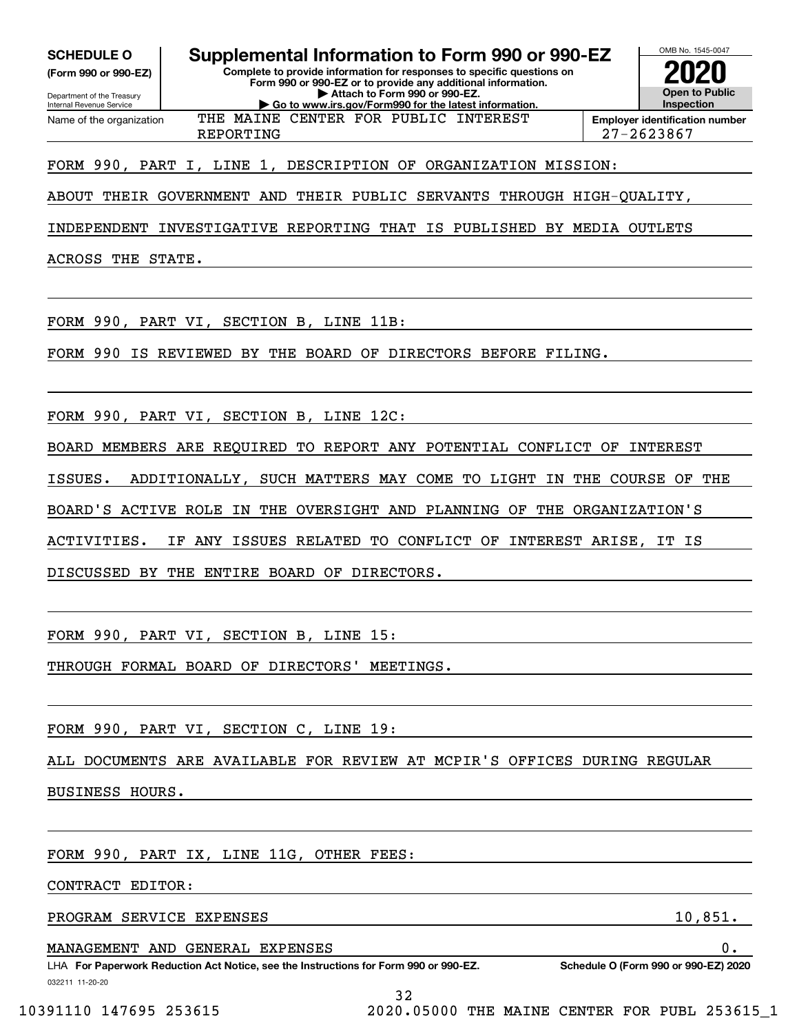**SCHEDULE O**
**(Form 990 or 990-EZ)**

Department of the Treasury
Internal Revenue Service

# Supplemental Information to Form 990 or 990-EZ

**Complete to provide information for responses to specific questions on Form 990 or 990-EZ or to provide any additional information.**
**▶ Attach to Form 990 or 990-EZ.**
**▶ Go to www.irs.gov/Form990 for the latest information.**

OMB No. 1545-0047

**2020**

**Open to Public Inspection**

Name of the organization: THE MAINE CENTER FOR PUBLIC INTEREST REPORTING

**Employer identification number** 27-2623867

FORM 990, PART I, LINE 1, DESCRIPTION OF ORGANIZATION MISSION:

ABOUT THEIR GOVERNMENT AND THEIR PUBLIC SERVANTS THROUGH HIGH-QUALITY, INDEPENDENT INVESTIGATIVE REPORTING THAT IS PUBLISHED BY MEDIA OUTLETS ACROSS THE STATE.

FORM 990, PART VI, SECTION B, LINE 11B:

FORM 990 IS REVIEWED BY THE BOARD OF DIRECTORS BEFORE FILING.

FORM 990, PART VI, SECTION B, LINE 12C:

BOARD MEMBERS ARE REQUIRED TO REPORT ANY POTENTIAL CONFLICT OF INTEREST ISSUES. ADDITIONALLY, SUCH MATTERS MAY COME TO LIGHT IN THE COURSE OF THE BOARD'S ACTIVE ROLE IN THE OVERSIGHT AND PLANNING OF THE ORGANIZATION'S ACTIVITIES. IF ANY ISSUES RELATED TO CONFLICT OF INTEREST ARISE, IT IS DISCUSSED BY THE ENTIRE BOARD OF DIRECTORS.

FORM 990, PART VI, SECTION B, LINE 15:

THROUGH FORMAL BOARD OF DIRECTORS' MEETINGS.

FORM 990, PART VI, SECTION C, LINE 19:

ALL DOCUMENTS ARE AVAILABLE FOR REVIEW AT MCPIR'S OFFICES DURING REGULAR BUSINESS HOURS.

FORM 990, PART IX, LINE 11G, OTHER FEES:

CONTRACT EDITOR:

| | |
|---|---|
| PROGRAM SERVICE EXPENSES | 10,851. |
| MANAGEMENT AND GENERAL EXPENSES | 0. |

LHA **For Paperwork Reduction Act Notice, see the Instructions for Form 990 or 990-EZ.** **Schedule O (Form 990 or 990-EZ) 2020**

032211 11-20-20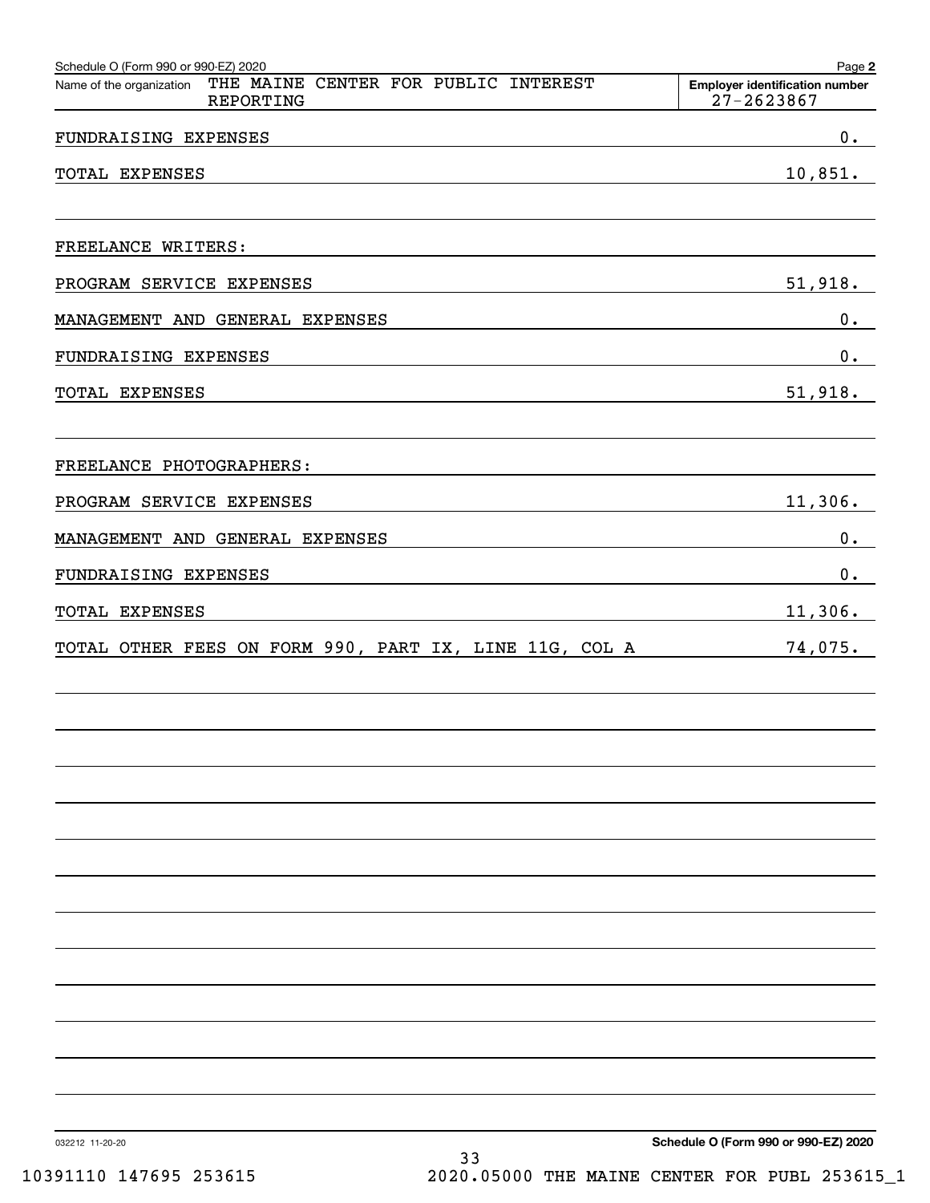Schedule O (Form 990 or 990-EZ) 2020

Name of the organization: THE MAINE CENTER FOR PUBLIC INTEREST REPORTING

Employer identification number: 27-2623867

| | |
|---|---|
| FUNDRAISING EXPENSES | 0. |
| TOTAL EXPENSES | 10,851. |
| | |
| FREELANCE WRITERS: | |
| PROGRAM SERVICE EXPENSES | 51,918. |
| MANAGEMENT AND GENERAL EXPENSES | 0. |
| FUNDRAISING EXPENSES | 0. |
| TOTAL EXPENSES | 51,918. |
| | |
| FREELANCE PHOTOGRAPHERS: | |
| PROGRAM SERVICE EXPENSES | 11,306. |
| MANAGEMENT AND GENERAL EXPENSES | 0. |
| FUNDRAISING EXPENSES | 0. |
| TOTAL EXPENSES | 11,306. |
| TOTAL OTHER FEES ON FORM 990, PART IX, LINE 11G, COL A | 74,075. |

032212 11-20-20

Schedule O (Form 990 or 990-EZ) 2020

10391110 147695 253615 2020.05000 THE MAINE CENTER FOR PUBL 253615_1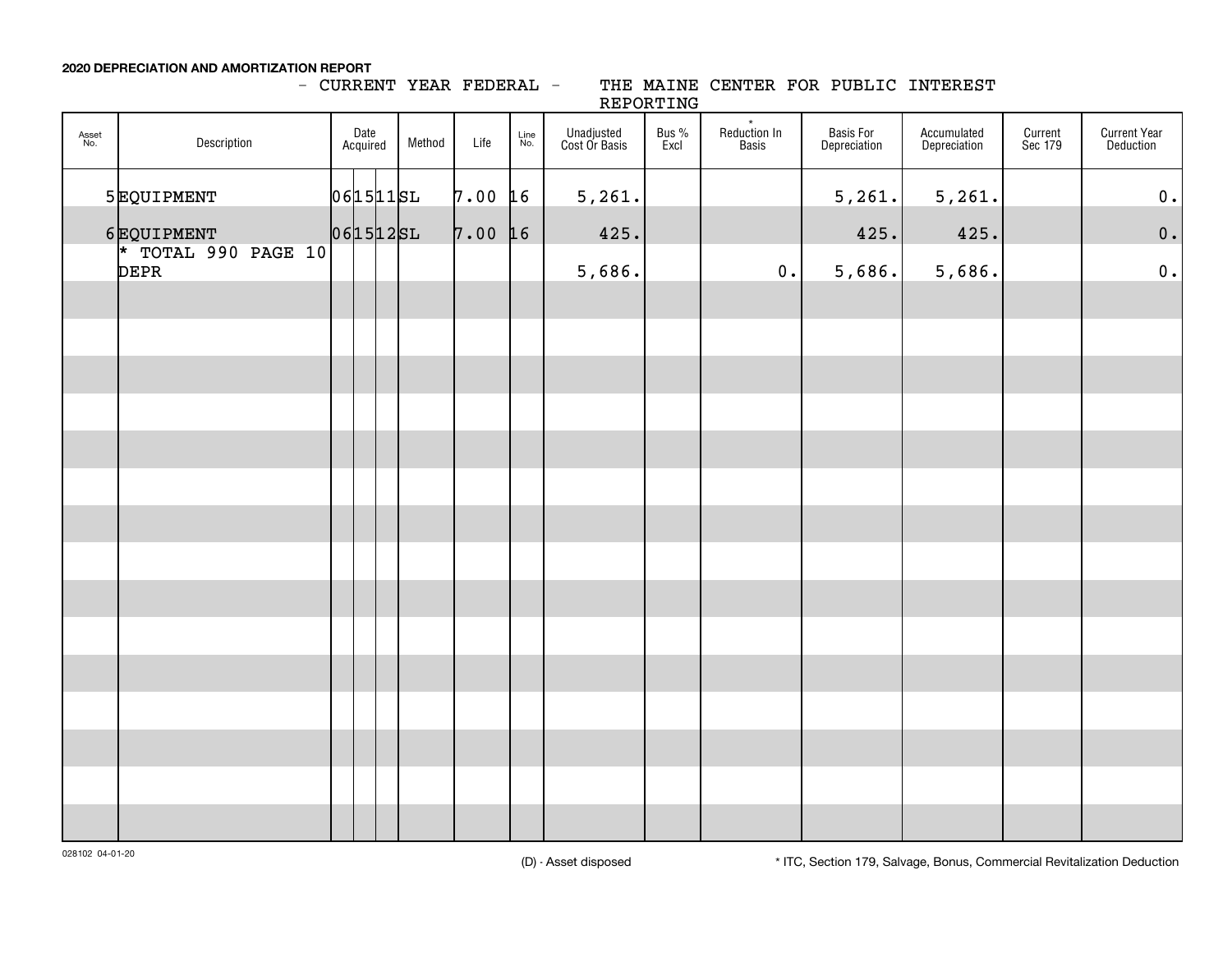**2020 DEPRECIATION AND AMORTIZATION REPORT**

- CURRENT YEAR FEDERAL - THE MAINE CENTER FOR PUBLIC INTEREST REPORTING

| Asset No. | Description | Date Acquired | Method | Life | Line No. | Unadjusted Cost Or Basis | Bus % Excl | * Reduction In Basis | Basis For Depreciation | Accumulated Depreciation | Current Sec 179 | Current Year Deduction |
|---|---|---|---|---|---|---|---|---|---|---|---|---|
| 5 | EQUIPMENT | 061511 | SL | 7.00 | 16 | 5,261. | | | 5,261. | 5,261. | | 0. |
| 6 | EQUIPMENT | 061512 | SL | 7.00 | 16 | 425. | | | 425. | 425. | | 0. |
| | * TOTAL 990 PAGE 10 DEPR | | | | | 5,686. | | 0. | 5,686. | 5,686. | | 0. |

028102 04-01-20

(D) - Asset disposed

* ITC, Section 179, Salvage, Bonus, Commercial Revitalization Deduction